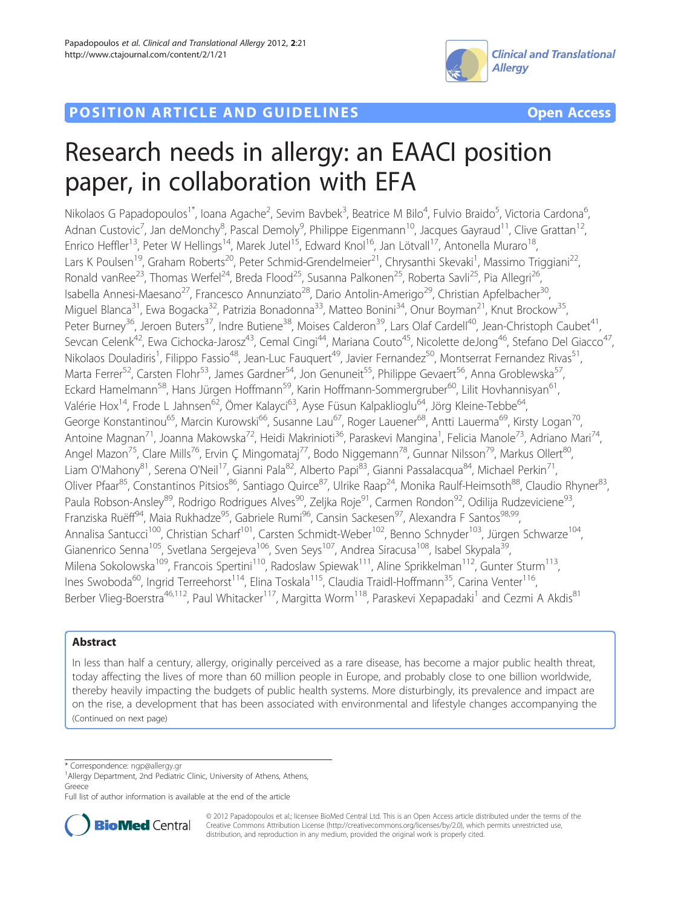POSITION ARTICLE AND GUIDELINES **Open Access**

# Research needs in allergy: an EAACI position paper, in collaboration with EFA

Nikolaos G Papadopoulos[1*], Ioana Agache[2], Sevim Bavbek[3], Beatrice M Bilo[4], Fulvio Braido[5], Victoria Cardona[6], Adnan Custovic[7], Jan deMonchy[8], Pascal Demoly[9], Philippe Eigenmann[10], Jacques Gayraud[11], Clive Grattan[12], Enrico Heffler[13], Peter W Hellings[14], Marek Jutel[15], Edward Knol[16], Jan Lötvall[17], Antonella Muraro[18], Lars K Poulsen[19], Graham Roberts[20], Peter Schmid-Grendelmeier[21], Chrysanthi Skevaki[1], Massimo Triggiani[22], Ronald vanRee[23], Thomas Werfel[24], Breda Flood[25], Susanna Palkonen[25], Roberta Savli[25], Pia Allegri[26], Isabella Annesi-Maesano[27], Francesco Annunziato[28], Dario Antolin-Amerigo[29], Christian Apfelbacher[30], Miguel Blanca[31], Ewa Bogacka[32], Patrizia Bonadonna[33], Matteo Bonini[34], Onur Boyman[21], Knut Brockow[35], Peter Burney[36], Jeroen Buters[37], Indre Butiene[38], Moises Calderon[39], Lars Olaf Cardell[40], Jean-Christoph Caubet[41], Sevcan Celenk[42], Ewa Cichocka-Jarosz[43], Cemal Cingi[44], Mariana Couto[45], Nicolette deJong[46], Stefano Del Giacco[47], Nikolaos Douladiris[1], Filippo Fassio[48], Jean-Luc Fauquert[49], Javier Fernandez[50], Montserrat Fernandez Rivas[51], Marta Ferrer[52], Carsten Flohr[53], James Gardner[54], Jon Genuneit[55], Philippe Gevaert[56], Anna Groblewska[57], Eckard Hamelmann[58], Hans Jürgen Hoffmann[59], Karin Hoffmann-Sommergruber[60], Lilit Hovhannisyan[61], Valérie Hox[14], Frode L Jahnsen[62], Ömer Kalayci[63], Ayse Füsun Kalpaklioglu[64], Jörg Kleine-Tebbe[64], George Konstantinou[65], Marcin Kurowski[66], Susanne Lau[67], Roger Lauener[68], Antti Lauerma[69], Kirsty Logan[70], Antoine Magnan[71], Joanna Makowska[72], Heidi Makrinioti[36], Paraskevi Mangina[1], Felicia Manole[73], Adriano Mari[74], Angel Mazon[75], Clare Mills[76], Ervin Ç Mingomataj[77], Bodo Niggemann[78], Gunnar Nilsson[79], Markus Ollert[80], Liam O'Mahony[81], Serena O'Neil[17], Gianni Pala[82], Alberto Papi[83], Gianni Passalacqua[84], Michael Perkin[71], Oliver Pfaar[85], Constantinos Pitsios[86], Santiago Quirce[87], Ulrike Raap[24], Monika Raulf-Heimsoth[88], Claudio Rhyner[83], Paula Robson-Ansley[89], Rodrigo Rodrigues Alves[90], Zeljka Roje[91], Carmen Rondon[92], Odilija Rudzeviciene[93], Franziska Ruëff[94], Maia Rukhadze[95], Gabriele Rumi[96], Cansin Sackesen[97], Alexandra F Santos[98,99], Annalisa Santucci[100], Christian Scharf[101], Carsten Schmidt-Weber[102], Benno Schnyder[103], Jürgen Schwarze[104], Gianenrico Senna[105], Svetlana Sergejeva[106], Sven Seys[107], Andrea Siracusa[108], Isabel Skypala[39], Milena Sokolowska[109], Francois Spertini[110], Radoslaw Spiewak[111], Aline Sprikkelman[112], Gunter Sturm[113], Ines Swoboda[60], Ingrid Terreehorst[114], Elina Toskala[115], Claudia Traidl-Hoffmann[35], Carina Venter[116], Berber Vlieg-Boerstra[46,112], Paul Whitacker[117], Margitta Worm[118], Paraskevi Xepapadaki[1] and Cezmi A Akdis[81]

## Abstract

In less than half a century, allergy, originally perceived as a rare disease, has become a major public health threat, today affecting the lives of more than 60 million people in Europe, and probably close to one billion worldwide, thereby heavily impacting the budgets of public health systems. More disturbingly, its prevalence and impact are on the rise, a development that has been associated with environmental and lifestyle changes accompanying the (Continued on next page)

\* Correspondence: ngp@allergy.gr
[1]Allergy Department, 2nd Pediatric Clinic, University of Athens, Athens, Greece
Full list of author information is available at the end of the article

© 2012 Papadopoulos et al.; licensee BioMed Central Ltd. This is an Open Access article distributed under the terms of the Creative Commons Attribution License (http://creativecommons.org/licenses/by/2.0), which permits unrestricted use, distribution, and reproduction in any medium, provided the original work is properly cited.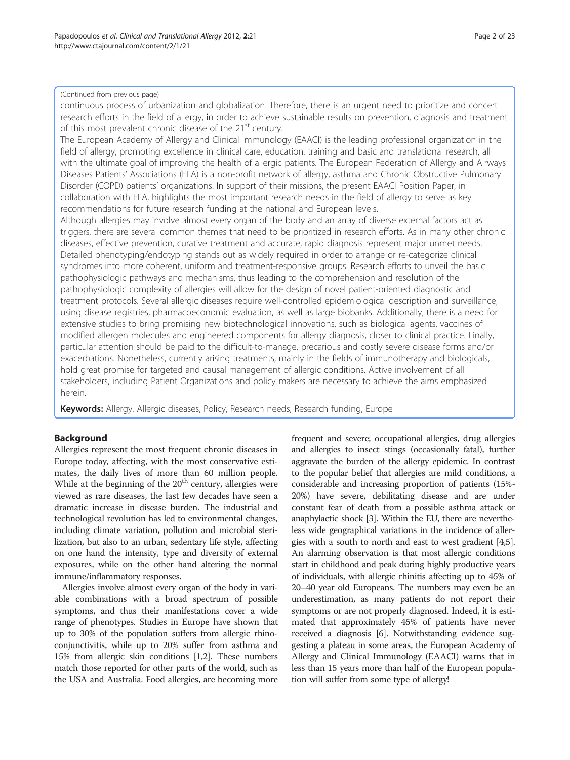(Continued from previous page)

continuous process of urbanization and globalization. Therefore, there is an urgent need to prioritize and concert research efforts in the field of allergy, in order to achieve sustainable results on prevention, diagnosis and treatment of this most prevalent chronic disease of the 21st century.

The European Academy of Allergy and Clinical Immunology (EAACI) is the leading professional organization in the field of allergy, promoting excellence in clinical care, education, training and basic and translational research, all with the ultimate goal of improving the health of allergic patients. The European Federation of Allergy and Airways Diseases Patients' Associations (EFA) is a non-profit network of allergy, asthma and Chronic Obstructive Pulmonary Disorder (COPD) patients' organizations. In support of their missions, the present EAACI Position Paper, in collaboration with EFA, highlights the most important research needs in the field of allergy to serve as key recommendations for future research funding at the national and European levels.

Although allergies may involve almost every organ of the body and an array of diverse external factors act as triggers, there are several common themes that need to be prioritized in research efforts. As in many other chronic diseases, effective prevention, curative treatment and accurate, rapid diagnosis represent major unmet needs. Detailed phenotyping/endotyping stands out as widely required in order to arrange or re-categorize clinical syndromes into more coherent, uniform and treatment-responsive groups. Research efforts to unveil the basic pathophysiologic pathways and mechanisms, thus leading to the comprehension and resolution of the pathophysiologic complexity of allergies will allow for the design of novel patient-oriented diagnostic and treatment protocols. Several allergic diseases require well-controlled epidemiological description and surveillance, using disease registries, pharmacoeconomic evaluation, as well as large biobanks. Additionally, there is a need for extensive studies to bring promising new biotechnological innovations, such as biological agents, vaccines of modified allergen molecules and engineered components for allergy diagnosis, closer to clinical practice. Finally, particular attention should be paid to the difficult-to-manage, precarious and costly severe disease forms and/or exacerbations. Nonetheless, currently arising treatments, mainly in the fields of immunotherapy and biologicals, hold great promise for targeted and causal management of allergic conditions. Active involvement of all stakeholders, including Patient Organizations and policy makers are necessary to achieve the aims emphasized herein.

**Keywords:** Allergy, Allergic diseases, Policy, Research needs, Research funding, Europe

## Background

Allergies represent the most frequent chronic diseases in Europe today, affecting, with the most conservative estimates, the daily lives of more than 60 million people. While at the beginning of the 20th century, allergies were viewed as rare diseases, the last few decades have seen a dramatic increase in disease burden. The industrial and technological revolution has led to environmental changes, including climate variation, pollution and microbial sterilization, but also to an urban, sedentary life style, affecting on one hand the intensity, type and diversity of external exposures, while on the other hand altering the normal immune/inflammatory responses.

Allergies involve almost every organ of the body in variable combinations with a broad spectrum of possible symptoms, and thus their manifestations cover a wide range of phenotypes. Studies in Europe have shown that up to 30% of the population suffers from allergic rhinoconjunctivitis, while up to 20% suffer from asthma and 15% from allergic skin conditions [1,2]. These numbers match those reported for other parts of the world, such as the USA and Australia. Food allergies, are becoming more frequent and severe; occupational allergies, drug allergies and allergies to insect stings (occasionally fatal), further aggravate the burden of the allergy epidemic. In contrast to the popular belief that allergies are mild conditions, a considerable and increasing proportion of patients (15%-20%) have severe, debilitating disease and are under constant fear of death from a possible asthma attack or anaphylactic shock [3]. Within the EU, there are nevertheless wide geographical variations in the incidence of allergies with a south to north and east to west gradient [4,5]. An alarming observation is that most allergic conditions start in childhood and peak during highly productive years of individuals, with allergic rhinitis affecting up to 45% of 20–40 year old Europeans. The numbers may even be an underestimation, as many patients do not report their symptoms or are not properly diagnosed. Indeed, it is estimated that approximately 45% of patients have never received a diagnosis [6]. Notwithstanding evidence suggesting a plateau in some areas, the European Academy of Allergy and Clinical Immunology (EAACI) warns that in less than 15 years more than half of the European population will suffer from some type of allergy!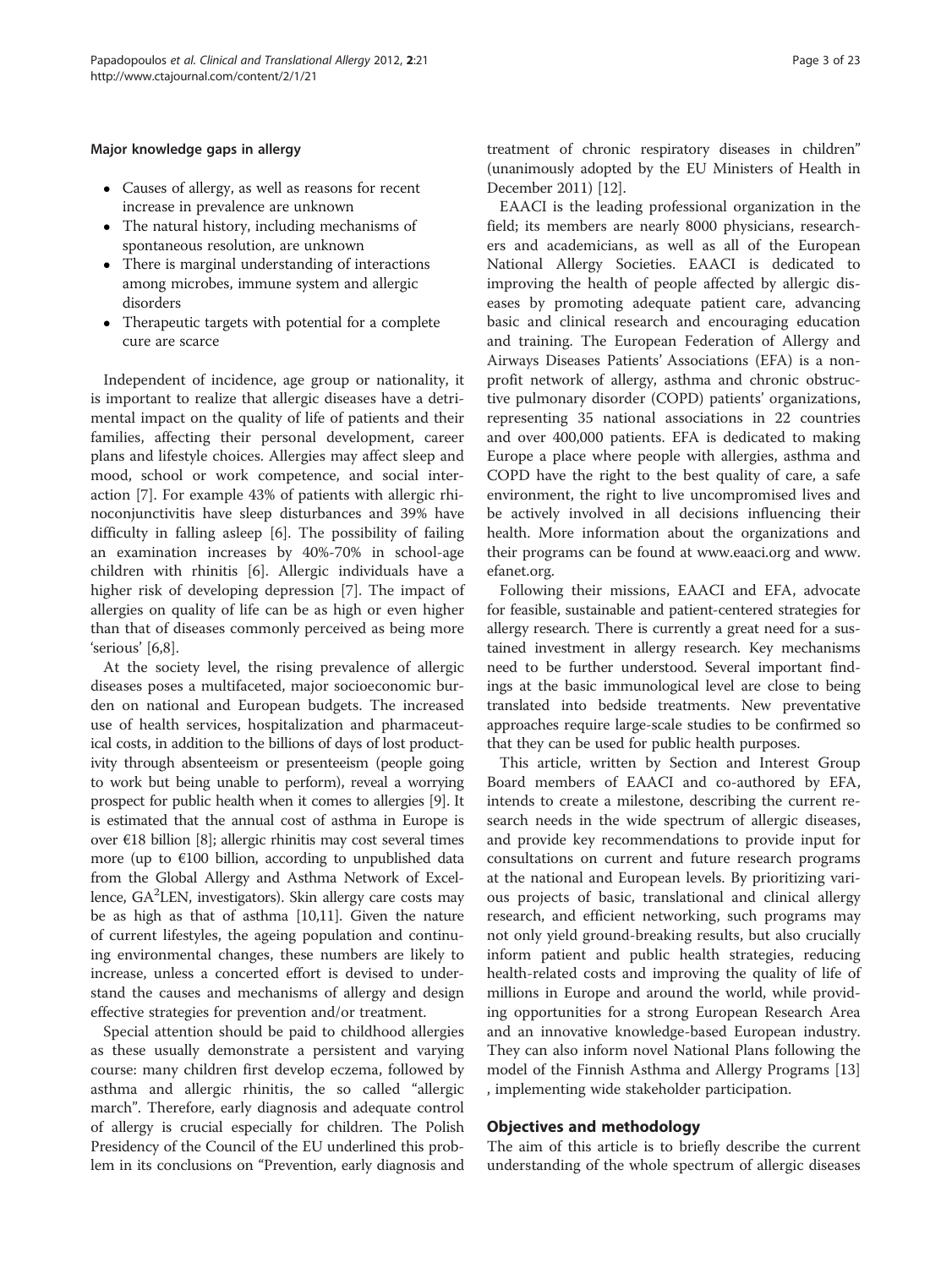#### Major knowledge gaps in allergy

- Causes of allergy, as well as reasons for recent increase in prevalence are unknown
- The natural history, including mechanisms of spontaneous resolution, are unknown
- There is marginal understanding of interactions among microbes, immune system and allergic disorders
- Therapeutic targets with potential for a complete cure are scarce

Independent of incidence, age group or nationality, it is important to realize that allergic diseases have a detrimental impact on the quality of life of patients and their families, affecting their personal development, career plans and lifestyle choices. Allergies may affect sleep and mood, school or work competence, and social interaction [7]. For example 43% of patients with allergic rhinoconjunctivitis have sleep disturbances and 39% have difficulty in falling asleep [6]. The possibility of failing an examination increases by 40%-70% in school-age children with rhinitis [6]. Allergic individuals have a higher risk of developing depression [7]. The impact of allergies on quality of life can be as high or even higher than that of diseases commonly perceived as being more 'serious' [6,8].

At the society level, the rising prevalence of allergic diseases poses a multifaceted, major socioeconomic burden on national and European budgets. The increased use of health services, hospitalization and pharmaceutical costs, in addition to the billions of days of lost productivity through absenteeism or presenteeism (people going to work but being unable to perform), reveal a worrying prospect for public health when it comes to allergies [9]. It is estimated that the annual cost of asthma in Europe is over €18 billion [8]; allergic rhinitis may cost several times more (up to €100 billion, according to unpublished data from the Global Allergy and Asthma Network of Excellence, GA$^2$LEN, investigators). Skin allergy care costs may be as high as that of asthma [10,11]. Given the nature of current lifestyles, the ageing population and continuing environmental changes, these numbers are likely to increase, unless a concerted effort is devised to understand the causes and mechanisms of allergy and design effective strategies for prevention and/or treatment.

Special attention should be paid to childhood allergies as these usually demonstrate a persistent and varying course: many children first develop eczema, followed by asthma and allergic rhinitis, the so called "allergic march". Therefore, early diagnosis and adequate control of allergy is crucial especially for children. The Polish Presidency of the Council of the EU underlined this problem in its conclusions on "Prevention, early diagnosis and treatment of chronic respiratory diseases in children" (unanimously adopted by the EU Ministers of Health in December 2011) [12].

EAACI is the leading professional organization in the field; its members are nearly 8000 physicians, researchers and academicians, as well as all of the European National Allergy Societies. EAACI is dedicated to improving the health of people affected by allergic diseases by promoting adequate patient care, advancing basic and clinical research and encouraging education and training. The European Federation of Allergy and Airways Diseases Patients' Associations (EFA) is a non-profit network of allergy, asthma and chronic obstructive pulmonary disorder (COPD) patients' organizations, representing 35 national associations in 22 countries and over 400,000 patients. EFA is dedicated to making Europe a place where people with allergies, asthma and COPD have the right to the best quality of care, a safe environment, the right to live uncompromised lives and be actively involved in all decisions influencing their health. More information about the organizations and their programs can be found at www.eaaci.org and www.efanet.org.

Following their missions, EAACI and EFA, advocate for feasible, sustainable and patient-centered strategies for allergy research. There is currently a great need for a sustained investment in allergy research. Key mechanisms need to be further understood. Several important findings at the basic immunological level are close to being translated into bedside treatments. New preventative approaches require large-scale studies to be confirmed so that they can be used for public health purposes.

This article, written by Section and Interest Group Board members of EAACI and co-authored by EFA, intends to create a milestone, describing the current research needs in the wide spectrum of allergic diseases, and provide key recommendations to provide input for consultations on current and future research programs at the national and European levels. By prioritizing various projects of basic, translational and clinical allergy research, and efficient networking, such programs may not only yield ground-breaking results, but also crucially inform patient and public health strategies, reducing health-related costs and improving the quality of life of millions in Europe and around the world, while providing opportunities for a strong European Research Area and an innovative knowledge-based European industry. They can also inform novel National Plans following the model of the Finnish Asthma and Allergy Programs [13], implementing wide stakeholder participation.

## Objectives and methodology

The aim of this article is to briefly describe the current understanding of the whole spectrum of allergic diseases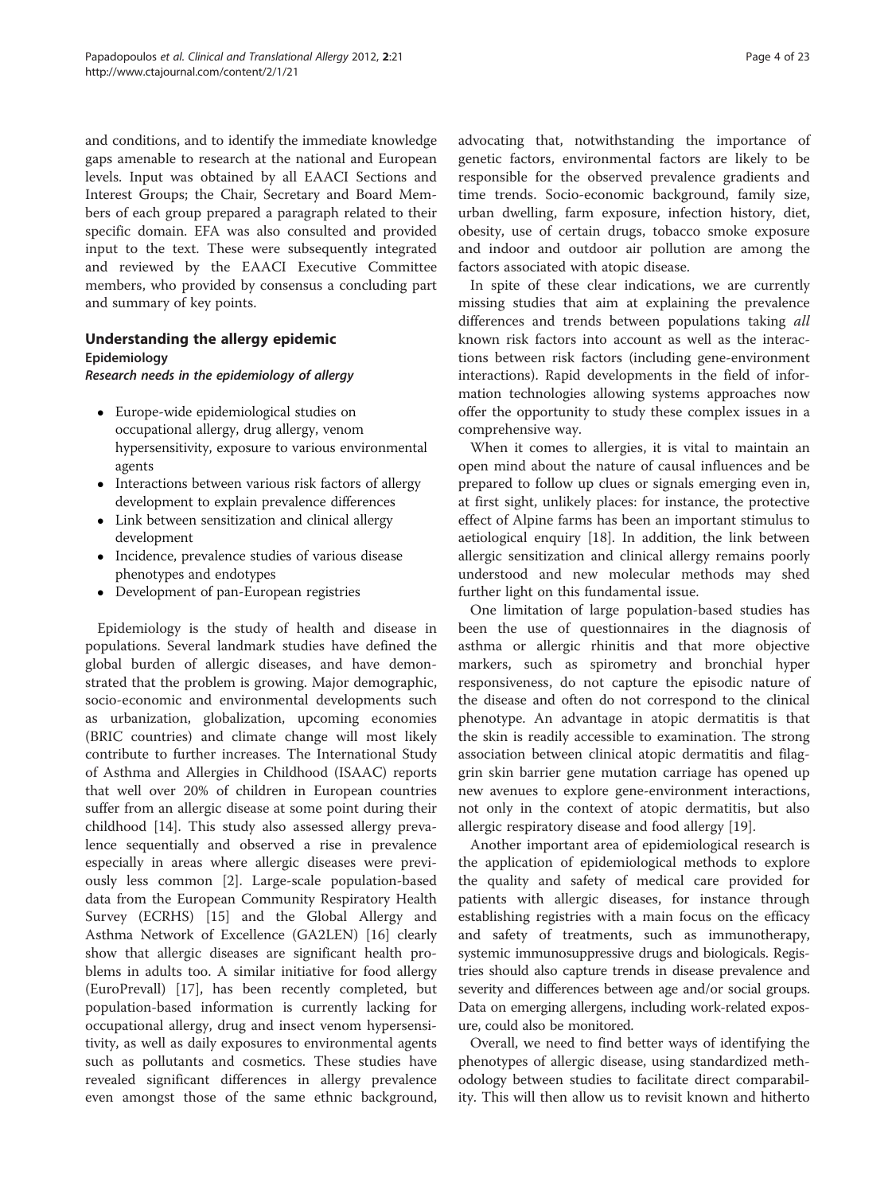and conditions, and to identify the immediate knowledge gaps amenable to research at the national and European levels. Input was obtained by all EAACI Sections and Interest Groups; the Chair, Secretary and Board Members of each group prepared a paragraph related to their specific domain. EFA was also consulted and provided input to the text. These were subsequently integrated and reviewed by the EAACI Executive Committee members, who provided by consensus a concluding part and summary of key points.

## Understanding the allergy epidemic

### Epidemiology

#### *Research needs in the epidemiology of allergy*

- Europe-wide epidemiological studies on occupational allergy, drug allergy, venom hypersensitivity, exposure to various environmental agents
- Interactions between various risk factors of allergy development to explain prevalence differences
- Link between sensitization and clinical allergy development
- Incidence, prevalence studies of various disease phenotypes and endotypes
- Development of pan-European registries

Epidemiology is the study of health and disease in populations. Several landmark studies have defined the global burden of allergic diseases, and have demonstrated that the problem is growing. Major demographic, socio-economic and environmental developments such as urbanization, globalization, upcoming economies (BRIC countries) and climate change will most likely contribute to further increases. The International Study of Asthma and Allergies in Childhood (ISAAC) reports that well over 20% of children in European countries suffer from an allergic disease at some point during their childhood [14]. This study also assessed allergy prevalence sequentially and observed a rise in prevalence especially in areas where allergic diseases were previously less common [2]. Large-scale population-based data from the European Community Respiratory Health Survey (ECRHS) [15] and the Global Allergy and Asthma Network of Excellence (GA2LEN) [16] clearly show that allergic diseases are significant health problems in adults too. A similar initiative for food allergy (EuroPrevall) [17], has been recently completed, but population-based information is currently lacking for occupational allergy, drug and insect venom hypersensitivity, as well as daily exposures to environmental agents such as pollutants and cosmetics. These studies have revealed significant differences in allergy prevalence even amongst those of the same ethnic background, advocating that, notwithstanding the importance of genetic factors, environmental factors are likely to be responsible for the observed prevalence gradients and time trends. Socio-economic background, family size, urban dwelling, farm exposure, infection history, diet, obesity, use of certain drugs, tobacco smoke exposure and indoor and outdoor air pollution are among the factors associated with atopic disease.

In spite of these clear indications, we are currently missing studies that aim at explaining the prevalence differences and trends between populations taking *all* known risk factors into account as well as the interactions between risk factors (including gene-environment interactions). Rapid developments in the field of information technologies allowing systems approaches now offer the opportunity to study these complex issues in a comprehensive way.

When it comes to allergies, it is vital to maintain an open mind about the nature of causal influences and be prepared to follow up clues or signals emerging even in, at first sight, unlikely places: for instance, the protective effect of Alpine farms has been an important stimulus to aetiological enquiry [18]. In addition, the link between allergic sensitization and clinical allergy remains poorly understood and new molecular methods may shed further light on this fundamental issue.

One limitation of large population-based studies has been the use of questionnaires in the diagnosis of asthma or allergic rhinitis and that more objective markers, such as spirometry and bronchial hyper responsiveness, do not capture the episodic nature of the disease and often do not correspond to the clinical phenotype. An advantage in atopic dermatitis is that the skin is readily accessible to examination. The strong association between clinical atopic dermatitis and filaggrin skin barrier gene mutation carriage has opened up new avenues to explore gene-environment interactions, not only in the context of atopic dermatitis, but also allergic respiratory disease and food allergy [19].

Another important area of epidemiological research is the application of epidemiological methods to explore the quality and safety of medical care provided for patients with allergic diseases, for instance through establishing registries with a main focus on the efficacy and safety of treatments, such as immunotherapy, systemic immunosuppressive drugs and biologicals. Registries should also capture trends in disease prevalence and severity and differences between age and/or social groups. Data on emerging allergens, including work-related exposure, could also be monitored.

Overall, we need to find better ways of identifying the phenotypes of allergic disease, using standardized methodology between studies to facilitate direct comparability. This will then allow us to revisit known and hitherto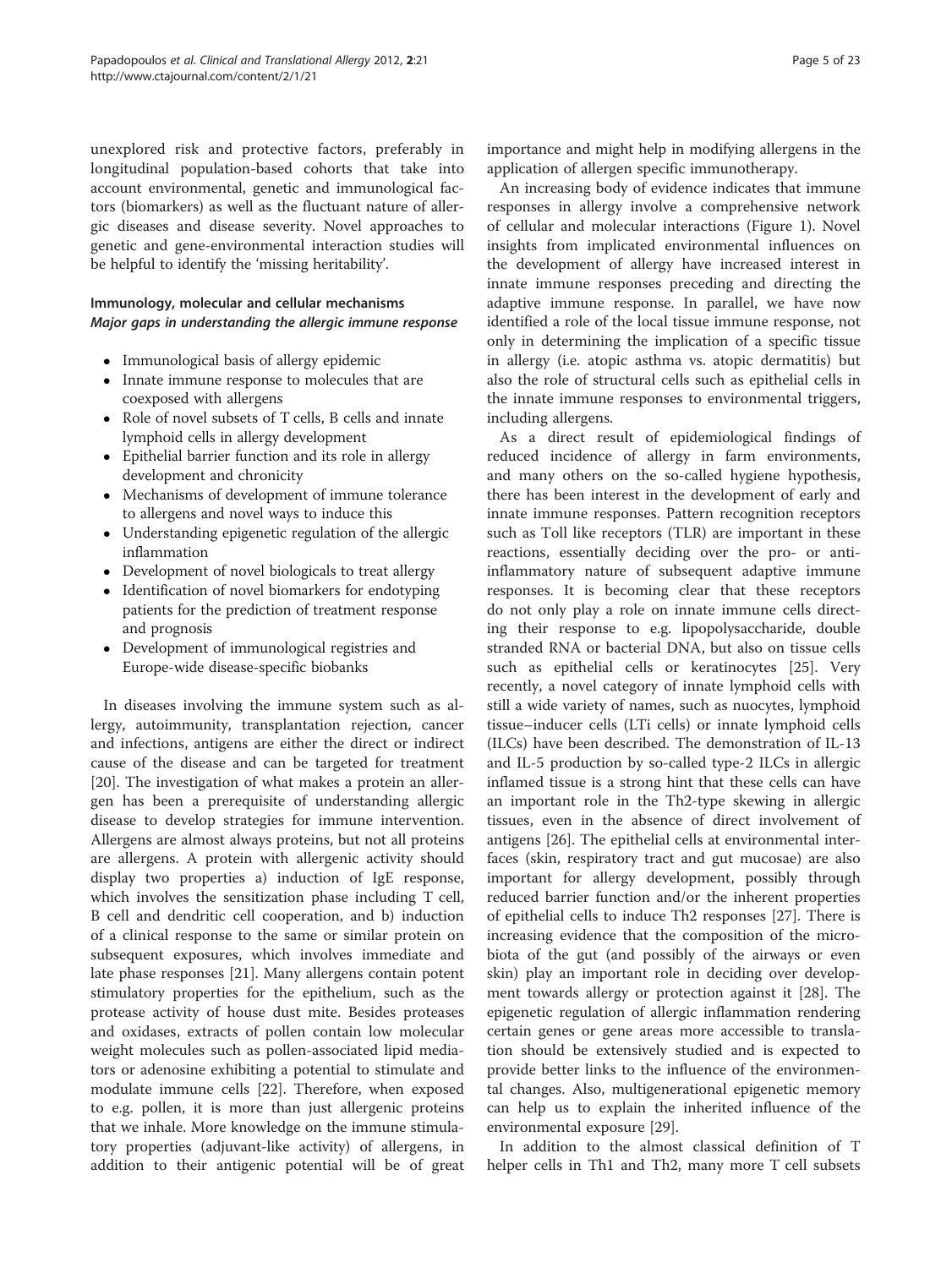unexplored risk and protective factors, preferably in longitudinal population-based cohorts that take into account environmental, genetic and immunological factors (biomarkers) as well as the fluctuant nature of allergic diseases and disease severity. Novel approaches to genetic and gene-environmental interaction studies will be helpful to identify the 'missing heritability'.

## Immunology, molecular and cellular mechanisms

### *Major gaps in understanding the allergic immune response*

- Immunological basis of allergy epidemic
- Innate immune response to molecules that are coexposed with allergens
- Role of novel subsets of T cells, B cells and innate lymphoid cells in allergy development
- Epithelial barrier function and its role in allergy development and chronicity
- Mechanisms of development of immune tolerance to allergens and novel ways to induce this
- Understanding epigenetic regulation of the allergic inflammation
- Development of novel biologicals to treat allergy
- Identification of novel biomarkers for endotyping patients for the prediction of treatment response and prognosis
- Development of immunological registries and Europe-wide disease-specific biobanks

In diseases involving the immune system such as allergy, autoimmunity, transplantation rejection, cancer and infections, antigens are either the direct or indirect cause of the disease and can be targeted for treatment [20]. The investigation of what makes a protein an allergen has been a prerequisite of understanding allergic disease to develop strategies for immune intervention. Allergens are almost always proteins, but not all proteins are allergens. A protein with allergenic activity should display two properties a) induction of IgE response, which involves the sensitization phase including T cell, B cell and dendritic cell cooperation, and b) induction of a clinical response to the same or similar protein on subsequent exposures, which involves immediate and late phase responses [21]. Many allergens contain potent stimulatory properties for the epithelium, such as the protease activity of house dust mite. Besides proteases and oxidases, extracts of pollen contain low molecular weight molecules such as pollen-associated lipid mediators or adenosine exhibiting a potential to stimulate and modulate immune cells [22]. Therefore, when exposed to e.g. pollen, it is more than just allergenic proteins that we inhale. More knowledge on the immune stimulatory properties (adjuvant-like activity) of allergens, in addition to their antigenic potential will be of great importance and might help in modifying allergens in the application of allergen specific immunotherapy.

An increasing body of evidence indicates that immune responses in allergy involve a comprehensive network of cellular and molecular interactions (Figure 1). Novel insights from implicated environmental influences on the development of allergy have increased interest in innate immune responses preceding and directing the adaptive immune response. In parallel, we have now identified a role of the local tissue immune response, not only in determining the implication of a specific tissue in allergy (i.e. atopic asthma vs. atopic dermatitis) but also the role of structural cells such as epithelial cells in the innate immune responses to environmental triggers, including allergens.

As a direct result of epidemiological findings of reduced incidence of allergy in farm environments, and many others on the so-called hygiene hypothesis, there has been interest in the development of early and innate immune responses. Pattern recognition receptors such as Toll like receptors (TLR) are important in these reactions, essentially deciding over the pro- or anti-inflammatory nature of subsequent adaptive immune responses. It is becoming clear that these receptors do not only play a role on innate immune cells directing their response to e.g. lipopolysaccharide, double stranded RNA or bacterial DNA, but also on tissue cells such as epithelial cells or keratinocytes [25]. Very recently, a novel category of innate lymphoid cells with still a wide variety of names, such as nuocytes, lymphoid tissue–inducer cells (LTi cells) or innate lymphoid cells (ILCs) have been described. The demonstration of IL-13 and IL-5 production by so-called type-2 ILCs in allergic inflamed tissue is a strong hint that these cells can have an important role in the Th2-type skewing in allergic tissues, even in the absence of direct involvement of antigens [26]. The epithelial cells at environmental interfaces (skin, respiratory tract and gut mucosae) are also important for allergy development, possibly through reduced barrier function and/or the inherent properties of epithelial cells to induce Th2 responses [27]. There is increasing evidence that the composition of the microbiota of the gut (and possibly of the airways or even skin) play an important role in deciding over development towards allergy or protection against it [28]. The epigenetic regulation of allergic inflammation rendering certain genes or gene areas more accessible to translation should be extensively studied and is expected to provide better links to the influence of the environmental changes. Also, multigenerational epigenetic memory can help us to explain the inherited influence of the environmental exposure [29].

In addition to the almost classical definition of T helper cells in Th1 and Th2, many more T cell subsets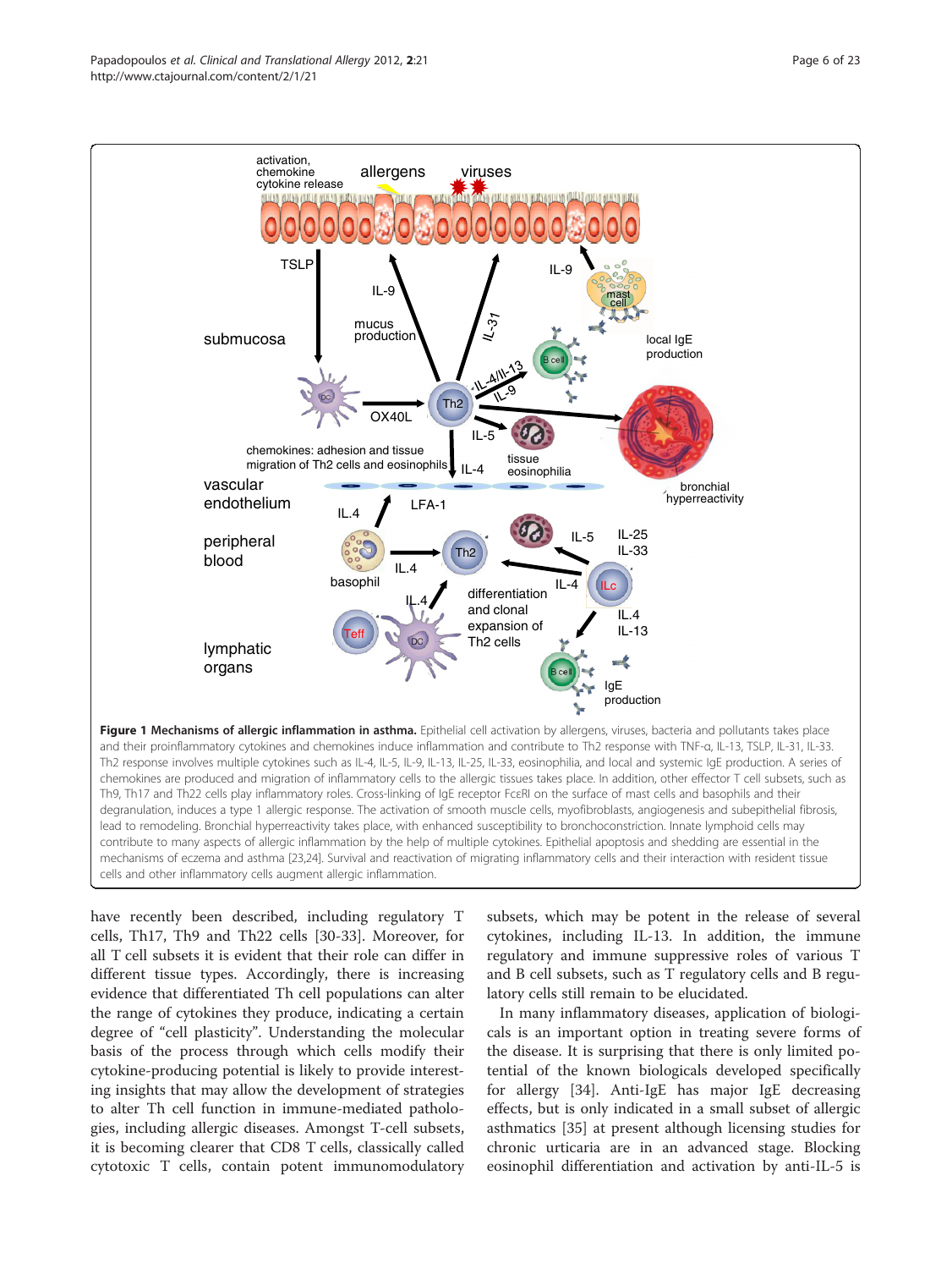**Figure 1 Mechanisms of allergic inflammation in asthma.** Epithelial cell activation by allergens, viruses, bacteria and pollutants takes place and their proinflammatory cytokines and chemokines induce inflammation and contribute to Th2 response with TNF-α, IL-13, TSLP, IL-31, IL-33. Th2 response involves multiple cytokines such as IL-4, IL-5, IL-9, IL-13, IL-25, IL-33, eosinophilia, and local and systemic IgE production. A series of chemokines are produced and migration of inflammatory cells to the allergic tissues takes place. In addition, other effector T cell subsets, such as Th9, Th17 and Th22 cells play inflammatory roles. Cross-linking of IgE receptor FcεRI on the surface of mast cells and basophils and their degranulation, induces a type 1 allergic response. The activation of smooth muscle cells, myofibroblasts, angiogenesis and subepithelial fibrosis, lead to remodeling. Bronchial hyperreactivity takes place, with enhanced susceptibility to bronchoconstriction. Innate lymphoid cells may contribute to many aspects of allergic inflammation by the help of multiple cytokines. Epithelial apoptosis and shedding are essential in the mechanisms of eczema and asthma [23,24]. Survival and reactivation of migrating inflammatory cells and their interaction with resident tissue cells and other inflammatory cells augment allergic inflammation.

have recently been described, including regulatory T cells, Th17, Th9 and Th22 cells [30-33]. Moreover, for all T cell subsets it is evident that their role can differ in different tissue types. Accordingly, there is increasing evidence that differentiated Th cell populations can alter the range of cytokines they produce, indicating a certain degree of "cell plasticity". Understanding the molecular basis of the process through which cells modify their cytokine-producing potential is likely to provide interesting insights that may allow the development of strategies to alter Th cell function in immune-mediated pathologies, including allergic diseases. Amongst T-cell subsets, it is becoming clearer that CD8 T cells, classically called cytotoxic T cells, contain potent immunomodulatory subsets, which may be potent in the release of several cytokines, including IL-13. In addition, the immune regulatory and immune suppressive roles of various T and B cell subsets, such as T regulatory cells and B regulatory cells still remain to be elucidated.

In many inflammatory diseases, application of biologicals is an important option in treating severe forms of the disease. It is surprising that there is only limited potential of the known biologicals developed specifically for allergy [34]. Anti-IgE has major IgE decreasing effects, but is only indicated in a small subset of allergic asthmatics [35] at present although licensing studies for chronic urticaria are in an advanced stage. Blocking eosinophil differentiation and activation by anti-IL-5 is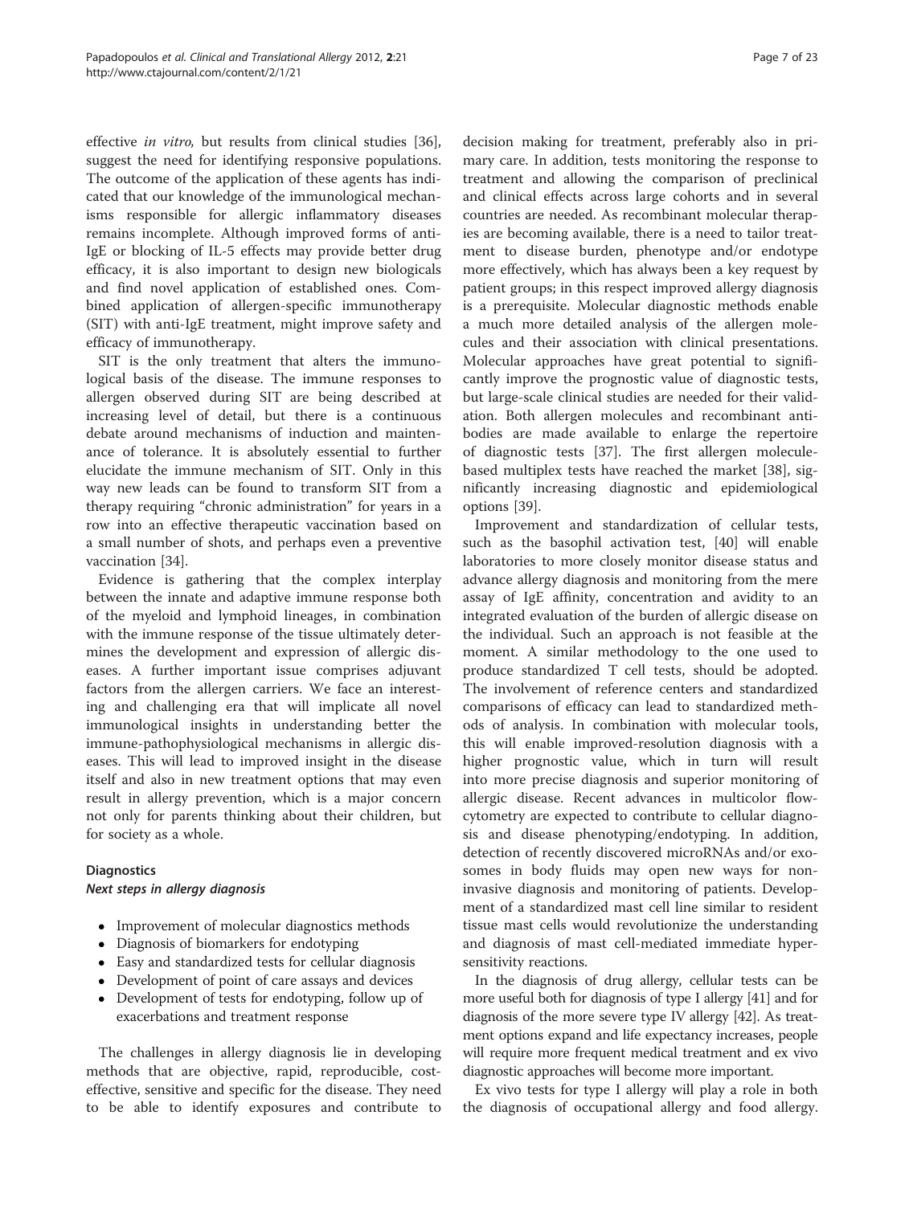effective *in vitro*, but results from clinical studies [36], suggest the need for identifying responsive populations. The outcome of the application of these agents has indicated that our knowledge of the immunological mechanisms responsible for allergic inflammatory diseases remains incomplete. Although improved forms of anti-IgE or blocking of IL-5 effects may provide better drug efficacy, it is also important to design new biologicals and find novel application of established ones. Combined application of allergen-specific immunotherapy (SIT) with anti-IgE treatment, might improve safety and efficacy of immunotherapy.

SIT is the only treatment that alters the immunological basis of the disease. The immune responses to allergen observed during SIT are being described at increasing level of detail, but there is a continuous debate around mechanisms of induction and maintenance of tolerance. It is absolutely essential to further elucidate the immune mechanism of SIT. Only in this way new leads can be found to transform SIT from a therapy requiring "chronic administration" for years in a row into an effective therapeutic vaccination based on a small number of shots, and perhaps even a preventive vaccination [34].

Evidence is gathering that the complex interplay between the innate and adaptive immune response both of the myeloid and lymphoid lineages, in combination with the immune response of the tissue ultimately determines the development and expression of allergic diseases. A further important issue comprises adjuvant factors from the allergen carriers. We face an interesting and challenging era that will implicate all novel immunological insights in understanding better the immune-pathophysiological mechanisms in allergic diseases. This will lead to improved insight in the disease itself and also in new treatment options that may even result in allergy prevention, which is a major concern not only for parents thinking about their children, but for society as a whole.

## Diagnostics

### *Next steps in allergy diagnosis*

- Improvement of molecular diagnostics methods
- Diagnosis of biomarkers for endotyping
- Easy and standardized tests for cellular diagnosis
- Development of point of care assays and devices
- Development of tests for endotyping, follow up of exacerbations and treatment response

The challenges in allergy diagnosis lie in developing methods that are objective, rapid, reproducible, cost-effective, sensitive and specific for the disease. They need to be able to identify exposures and contribute to decision making for treatment, preferably also in primary care. In addition, tests monitoring the response to treatment and allowing the comparison of preclinical and clinical effects across large cohorts and in several countries are needed. As recombinant molecular therapies are becoming available, there is a need to tailor treatment to disease burden, phenotype and/or endotype more effectively, which has always been a key request by patient groups; in this respect improved allergy diagnosis is a prerequisite. Molecular diagnostic methods enable a much more detailed analysis of the allergen molecules and their association with clinical presentations. Molecular approaches have great potential to significantly improve the prognostic value of diagnostic tests, but large-scale clinical studies are needed for their validation. Both allergen molecules and recombinant antibodies are made available to enlarge the repertoire of diagnostic tests [37]. The first allergen molecule-based multiplex tests have reached the market [38], significantly increasing diagnostic and epidemiological options [39].

Improvement and standardization of cellular tests, such as the basophil activation test, [40] will enable laboratories to more closely monitor disease status and advance allergy diagnosis and monitoring from the mere assay of IgE affinity, concentration and avidity to an integrated evaluation of the burden of allergic disease on the individual. Such an approach is not feasible at the moment. A similar methodology to the one used to produce standardized T cell tests, should be adopted. The involvement of reference centers and standardized comparisons of efficacy can lead to standardized methods of analysis. In combination with molecular tools, this will enable improved-resolution diagnosis with a higher prognostic value, which in turn will result into more precise diagnosis and superior monitoring of allergic disease. Recent advances in multicolor flow-cytometry are expected to contribute to cellular diagnosis and disease phenotyping/endotyping. In addition, detection of recently discovered microRNAs and/or exosomes in body fluids may open new ways for non-invasive diagnosis and monitoring of patients. Development of a standardized mast cell line similar to resident tissue mast cells would revolutionize the understanding and diagnosis of mast cell-mediated immediate hypersensitivity reactions.

In the diagnosis of drug allergy, cellular tests can be more useful both for diagnosis of type I allergy [41] and for diagnosis of the more severe type IV allergy [42]. As treatment options expand and life expectancy increases, people will require more frequent medical treatment and ex vivo diagnostic approaches will become more important.

Ex vivo tests for type I allergy will play a role in both the diagnosis of occupational allergy and food allergy.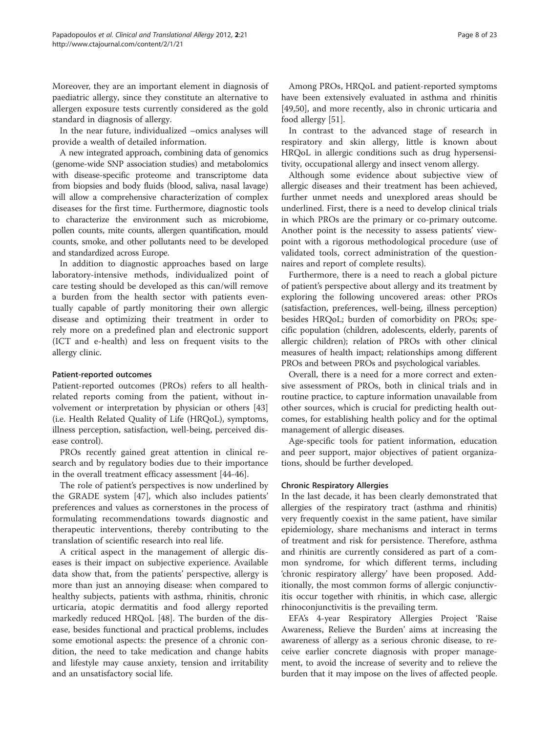Moreover, they are an important element in diagnosis of paediatric allergy, since they constitute an alternative to allergen exposure tests currently considered as the gold standard in diagnosis of allergy.

In the near future, individualized –omics analyses will provide a wealth of detailed information.

A new integrated approach, combining data of genomics (genome-wide SNP association studies) and metabolomics with disease-specific proteome and transcriptome data from biopsies and body fluids (blood, saliva, nasal lavage) will allow a comprehensive characterization of complex diseases for the first time. Furthermore, diagnostic tools to characterize the environment such as microbiome, pollen counts, mite counts, allergen quantification, mould counts, smoke, and other pollutants need to be developed and standardized across Europe.

In addition to diagnostic approaches based on large laboratory-intensive methods, individualized point of care testing should be developed as this can/will remove a burden from the health sector with patients eventually capable of partly monitoring their own allergic disease and optimizing their treatment in order to rely more on a predefined plan and electronic support (ICT and e-health) and less on frequent visits to the allergy clinic.

#### Patient-reported outcomes

Patient-reported outcomes (PROs) refers to all health-related reports coming from the patient, without involvement or interpretation by physician or others [43] (i.e. Health Related Quality of Life (HRQoL), symptoms, illness perception, satisfaction, well-being, perceived disease control).

PROs recently gained great attention in clinical research and by regulatory bodies due to their importance in the overall treatment efficacy assessment [44-46].

The role of patient's perspectives is now underlined by the GRADE system [47], which also includes patients' preferences and values as cornerstones in the process of formulating recommendations towards diagnostic and therapeutic interventions, thereby contributing to the translation of scientific research into real life.

A critical aspect in the management of allergic diseases is their impact on subjective experience. Available data show that, from the patients' perspective, allergy is more than just an annoying disease: when compared to healthy subjects, patients with asthma, rhinitis, chronic urticaria, atopic dermatitis and food allergy reported markedly reduced HRQoL [48]. The burden of the disease, besides functional and practical problems, includes some emotional aspects: the presence of a chronic condition, the need to take medication and change habits and lifestyle may cause anxiety, tension and irritability and an unsatisfactory social life.

Among PROs, HRQoL and patient-reported symptoms have been extensively evaluated in asthma and rhinitis [49,50], and more recently, also in chronic urticaria and food allergy [51].

In contrast to the advanced stage of research in respiratory and skin allergy, little is known about HRQoL in allergic conditions such as drug hypersensitivity, occupational allergy and insect venom allergy.

Although some evidence about subjective view of allergic diseases and their treatment has been achieved, further unmet needs and unexplored areas should be underlined. First, there is a need to develop clinical trials in which PROs are the primary or co-primary outcome. Another point is the necessity to assess patients' viewpoint with a rigorous methodological procedure (use of validated tools, correct administration of the questionnaires and report of complete results).

Furthermore, there is a need to reach a global picture of patient's perspective about allergy and its treatment by exploring the following uncovered areas: other PROs (satisfaction, preferences, well-being, illness perception) besides HRQoL; burden of comorbidity on PROs; specific population (children, adolescents, elderly, parents of allergic children); relation of PROs with other clinical measures of health impact; relationships among different PROs and between PROs and psychological variables.

Overall, there is a need for a more correct and extensive assessment of PROs, both in clinical trials and in routine practice, to capture information unavailable from other sources, which is crucial for predicting health outcomes, for establishing health policy and for the optimal management of allergic diseases.

Age-specific tools for patient information, education and peer support, major objectives of patient organizations, should be further developed.

#### Chronic Respiratory Allergies

In the last decade, it has been clearly demonstrated that allergies of the respiratory tract (asthma and rhinitis) very frequently coexist in the same patient, have similar epidemiology, share mechanisms and interact in terms of treatment and risk for persistence. Therefore, asthma and rhinitis are currently considered as part of a common syndrome, for which different terms, including 'chronic respiratory allergy' have been proposed. Additionally, the most common forms of allergic conjunctivitis occur together with rhinitis, in which case, allergic rhinoconjunctivitis is the prevailing term.

EFA's 4-year Respiratory Allergies Project 'Raise Awareness, Relieve the Burden' aims at increasing the awareness of allergy as a serious chronic disease, to receive earlier concrete diagnosis with proper management, to avoid the increase of severity and to relieve the burden that it may impose on the lives of affected people.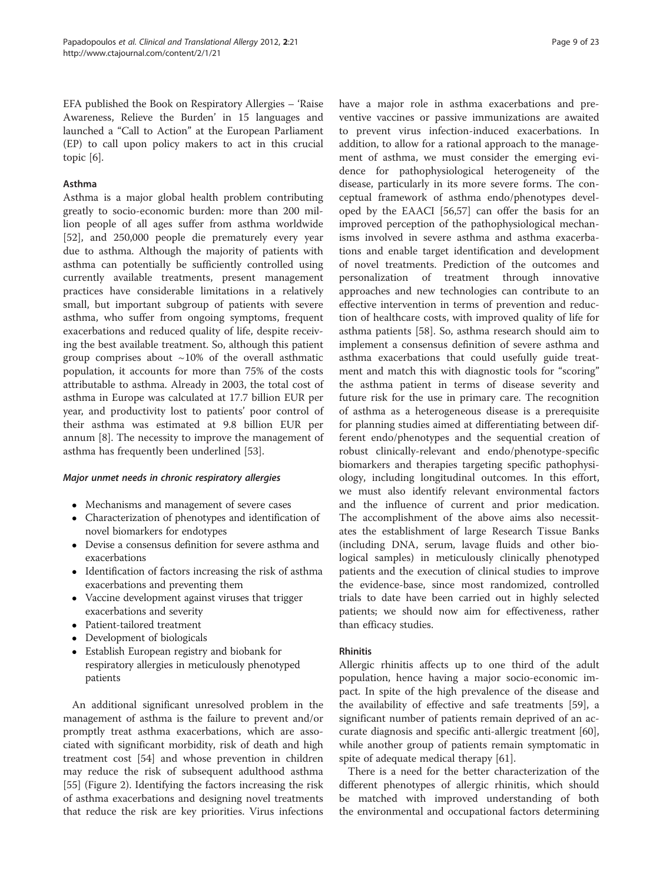EFA published the Book on Respiratory Allergies – 'Raise Awareness, Relieve the Burden' in 15 languages and launched a "Call to Action" at the European Parliament (EP) to call upon policy makers to act in this crucial topic [6].

### Asthma

Asthma is a major global health problem contributing greatly to socio-economic burden: more than 200 million people of all ages suffer from asthma worldwide [52], and 250,000 people die prematurely every year due to asthma. Although the majority of patients with asthma can potentially be sufficiently controlled using currently available treatments, present management practices have considerable limitations in a relatively small, but important subgroup of patients with severe asthma, who suffer from ongoing symptoms, frequent exacerbations and reduced quality of life, despite receiving the best available treatment. So, although this patient group comprises about ~10% of the overall asthmatic population, it accounts for more than 75% of the costs attributable to asthma. Already in 2003, the total cost of asthma in Europe was calculated at 17.7 billion EUR per year, and productivity lost to patients' poor control of their asthma was estimated at 9.8 billion EUR per annum [8]. The necessity to improve the management of asthma has frequently been underlined [53].

#### *Major unmet needs in chronic respiratory allergies*

- Mechanisms and management of severe cases
- Characterization of phenotypes and identification of novel biomarkers for endotypes
- Devise a consensus definition for severe asthma and exacerbations
- Identification of factors increasing the risk of asthma exacerbations and preventing them
- Vaccine development against viruses that trigger exacerbations and severity
- Patient-tailored treatment
- Development of biologicals
- Establish European registry and biobank for respiratory allergies in meticulously phenotyped patients

An additional significant unresolved problem in the management of asthma is the failure to prevent and/or promptly treat asthma exacerbations, which are associated with significant morbidity, risk of death and high treatment cost [54] and whose prevention in children may reduce the risk of subsequent adulthood asthma [55] (Figure 2). Identifying the factors increasing the risk of asthma exacerbations and designing novel treatments that reduce the risk are key priorities. Virus infections have a major role in asthma exacerbations and preventive vaccines or passive immunizations are awaited to prevent virus infection-induced exacerbations. In addition, to allow for a rational approach to the management of asthma, we must consider the emerging evidence for pathophysiological heterogeneity of the disease, particularly in its more severe forms. The conceptual framework of asthma endo/phenotypes developed by the EAACI [56,57] can offer the basis for an improved perception of the pathophysiological mechanisms involved in severe asthma and asthma exacerbations and enable target identification and development of novel treatments. Prediction of the outcomes and personalization of treatment through innovative approaches and new technologies can contribute to an effective intervention in terms of prevention and reduction of healthcare costs, with improved quality of life for asthma patients [58]. So, asthma research should aim to implement a consensus definition of severe asthma and asthma exacerbations that could usefully guide treatment and match this with diagnostic tools for "scoring" the asthma patient in terms of disease severity and future risk for the use in primary care. The recognition of asthma as a heterogeneous disease is a prerequisite for planning studies aimed at differentiating between different endo/phenotypes and the sequential creation of robust clinically-relevant and endo/phenotype-specific biomarkers and therapies targeting specific pathophysiology, including longitudinal outcomes. In this effort, we must also identify relevant environmental factors and the influence of current and prior medication. The accomplishment of the above aims also necessitates the establishment of large Research Tissue Banks (including DNA, serum, lavage fluids and other biological samples) in meticulously clinically phenotyped patients and the execution of clinical studies to improve the evidence-base, since most randomized, controlled trials to date have been carried out in highly selected patients; we should now aim for effectiveness, rather than efficacy studies.

### Rhinitis

Allergic rhinitis affects up to one third of the adult population, hence having a major socio-economic impact. In spite of the high prevalence of the disease and the availability of effective and safe treatments [59], a significant number of patients remain deprived of an accurate diagnosis and specific anti-allergic treatment [60], while another group of patients remain symptomatic in spite of adequate medical therapy [61].

There is a need for the better characterization of the different phenotypes of allergic rhinitis, which should be matched with improved understanding of both the environmental and occupational factors determining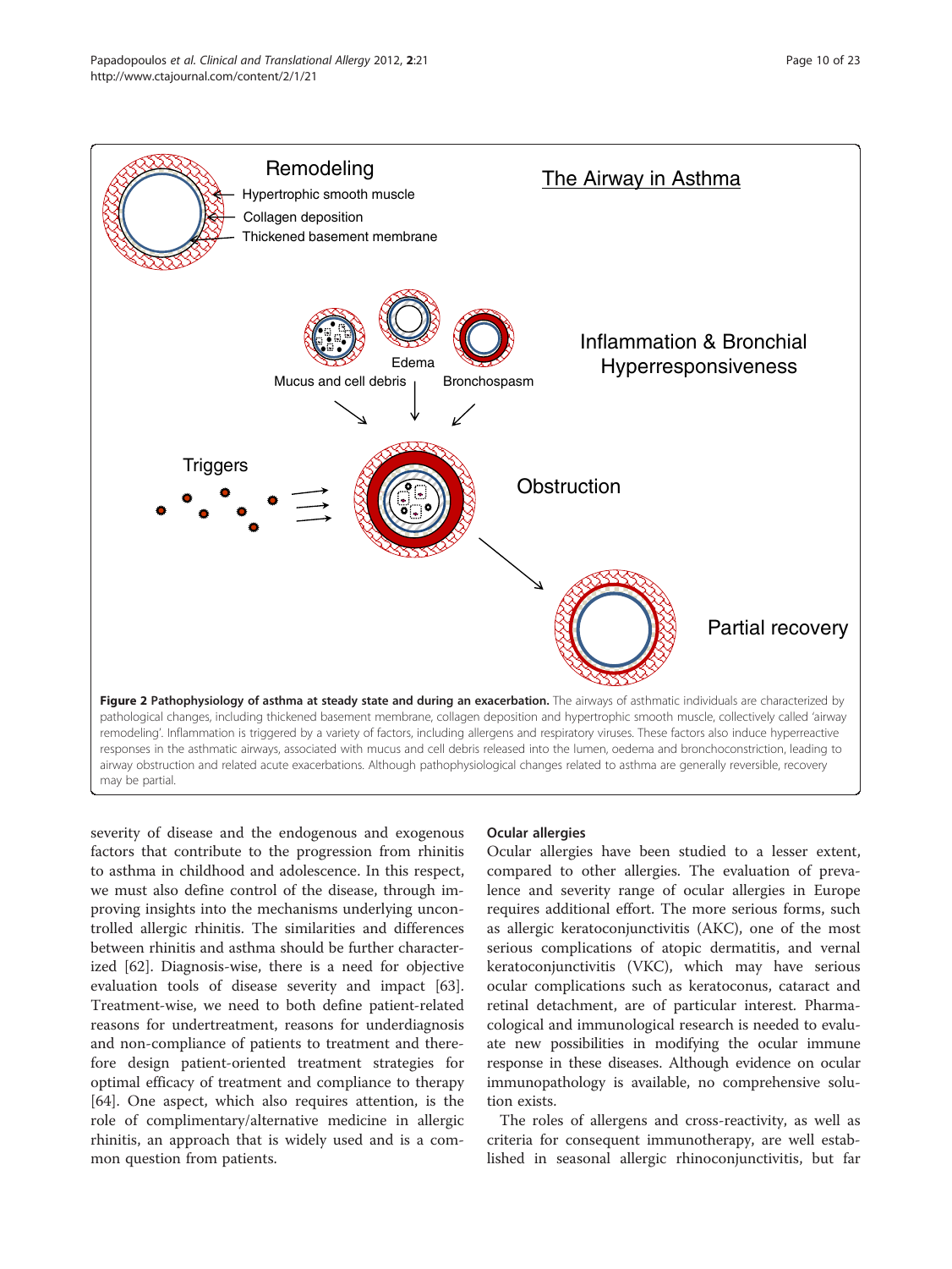Remodeling

Hypertrophic smooth muscle

Collagen deposition

Thickened basement membrane

The Airway in Asthma

Edema

Mucus and cell debris

Bronchospasm

Inflammation & Bronchial Hyperresponsiveness

Triggers

Obstruction

Partial recovery

**Figure 2 Pathophysiology of asthma at steady state and during an exacerbation.** The airways of asthmatic individuals are characterized by pathological changes, including thickened basement membrane, collagen deposition and hypertrophic smooth muscle, collectively called 'airway remodeling'. Inflammation is triggered by a variety of factors, including allergens and respiratory viruses. These factors also induce hyperreactive responses in the asthmatic airways, associated with mucus and cell debris released into the lumen, oedema and bronchoconstriction, leading to airway obstruction and related acute exacerbations. Although pathophysiological changes related to asthma are generally reversible, recovery may be partial.

severity of disease and the endogenous and exogenous factors that contribute to the progression from rhinitis to asthma in childhood and adolescence. In this respect, we must also define control of the disease, through improving insights into the mechanisms underlying uncontrolled allergic rhinitis. The similarities and differences between rhinitis and asthma should be further characterized [62]. Diagnosis-wise, there is a need for objective evaluation tools of disease severity and impact [63]. Treatment-wise, we need to both define patient-related reasons for undertreatment, reasons for underdiagnosis and non-compliance of patients to treatment and therefore design patient-oriented treatment strategies for optimal efficacy of treatment and compliance to therapy [64]. One aspect, which also requires attention, is the role of complimentary/alternative medicine in allergic rhinitis, an approach that is widely used and is a common question from patients.

#### Ocular allergies

Ocular allergies have been studied to a lesser extent, compared to other allergies. The evaluation of prevalence and severity range of ocular allergies in Europe requires additional effort. The more serious forms, such as allergic keratoconjunctivitis (AKC), one of the most serious complications of atopic dermatitis, and vernal keratoconjunctivitis (VKC), which may have serious ocular complications such as keratoconus, cataract and retinal detachment, are of particular interest. Pharmacological and immunological research is needed to evaluate new possibilities in modifying the ocular immune response in these diseases. Although evidence on ocular immunopathology is available, no comprehensive solution exists.

The roles of allergens and cross-reactivity, as well as criteria for consequent immunotherapy, are well established in seasonal allergic rhinoconjunctivitis, but far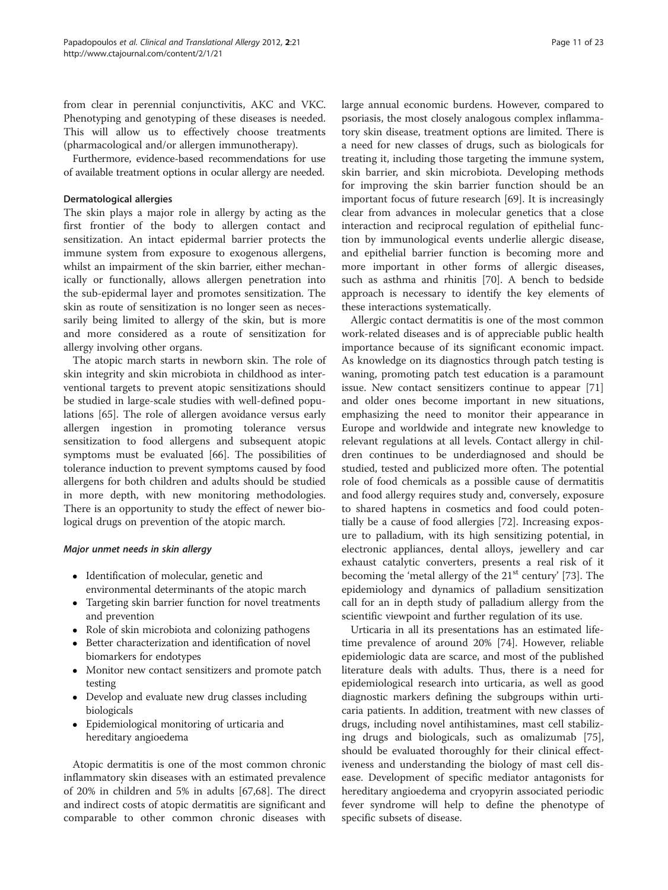from clear in perennial conjunctivitis, AKC and VKC. Phenotyping and genotyping of these diseases is needed. This will allow us to effectively choose treatments (pharmacological and/or allergen immunotherapy).

Furthermore, evidence-based recommendations for use of available treatment options in ocular allergy are needed.

### Dermatological allergies

The skin plays a major role in allergy by acting as the first frontier of the body to allergen contact and sensitization. An intact epidermal barrier protects the immune system from exposure to exogenous allergens, whilst an impairment of the skin barrier, either mechanically or functionally, allows allergen penetration into the sub-epidermal layer and promotes sensitization. The skin as route of sensitization is no longer seen as necessarily being limited to allergy of the skin, but is more and more considered as a route of sensitization for allergy involving other organs.

The atopic march starts in newborn skin. The role of skin integrity and skin microbiota in childhood as interventional targets to prevent atopic sensitizations should be studied in large-scale studies with well-defined populations [65]. The role of allergen avoidance versus early allergen ingestion in promoting tolerance versus sensitization to food allergens and subsequent atopic symptoms must be evaluated [66]. The possibilities of tolerance induction to prevent symptoms caused by food allergens for both children and adults should be studied in more depth, with new monitoring methodologies. There is an opportunity to study the effect of newer biological drugs on prevention of the atopic march.

#### *Major unmet needs in skin allergy*

- Identification of molecular, genetic and environmental determinants of the atopic march
- Targeting skin barrier function for novel treatments and prevention
- Role of skin microbiota and colonizing pathogens
- Better characterization and identification of novel biomarkers for endotypes
- Monitor new contact sensitizers and promote patch testing
- Develop and evaluate new drug classes including biologicals
- Epidemiological monitoring of urticaria and hereditary angioedema

Atopic dermatitis is one of the most common chronic inflammatory skin diseases with an estimated prevalence of 20% in children and 5% in adults [67,68]. The direct and indirect costs of atopic dermatitis are significant and comparable to other common chronic diseases with large annual economic burdens. However, compared to psoriasis, the most closely analogous complex inflammatory skin disease, treatment options are limited. There is a need for new classes of drugs, such as biologicals for treating it, including those targeting the immune system, skin barrier, and skin microbiota. Developing methods for improving the skin barrier function should be an important focus of future research [69]. It is increasingly clear from advances in molecular genetics that a close interaction and reciprocal regulation of epithelial function by immunological events underlie allergic disease, and epithelial barrier function is becoming more and more important in other forms of allergic diseases, such as asthma and rhinitis [70]. A bench to bedside approach is necessary to identify the key elements of these interactions systematically.

Allergic contact dermatitis is one of the most common work-related diseases and is of appreciable public health importance because of its significant economic impact. As knowledge on its diagnostics through patch testing is waning, promoting patch test education is a paramount issue. New contact sensitizers continue to appear [71] and older ones become important in new situations, emphasizing the need to monitor their appearance in Europe and worldwide and integrate new knowledge to relevant regulations at all levels. Contact allergy in children continues to be underdiagnosed and should be studied, tested and publicized more often. The potential role of food chemicals as a possible cause of dermatitis and food allergy requires study and, conversely, exposure to shared haptens in cosmetics and food could potentially be a cause of food allergies [72]. Increasing exposure to palladium, with its high sensitizing potential, in electronic appliances, dental alloys, jewellery and car exhaust catalytic converters, presents a real risk of it becoming the 'metal allergy of the 21st century' [73]. The epidemiology and dynamics of palladium sensitization call for an in depth study of palladium allergy from the scientific viewpoint and further regulation of its use.

Urticaria in all its presentations has an estimated lifetime prevalence of around 20% [74]. However, reliable epidemiologic data are scarce, and most of the published literature deals with adults. Thus, there is a need for epidemiological research into urticaria, as well as good diagnostic markers defining the subgroups within urticaria patients. In addition, treatment with new classes of drugs, including novel antihistamines, mast cell stabilizing drugs and biologicals, such as omalizumab [75], should be evaluated thoroughly for their clinical effectiveness and understanding the biology of mast cell disease. Development of specific mediator antagonists for hereditary angioedema and cryopyrin associated periodic fever syndrome will help to define the phenotype of specific subsets of disease.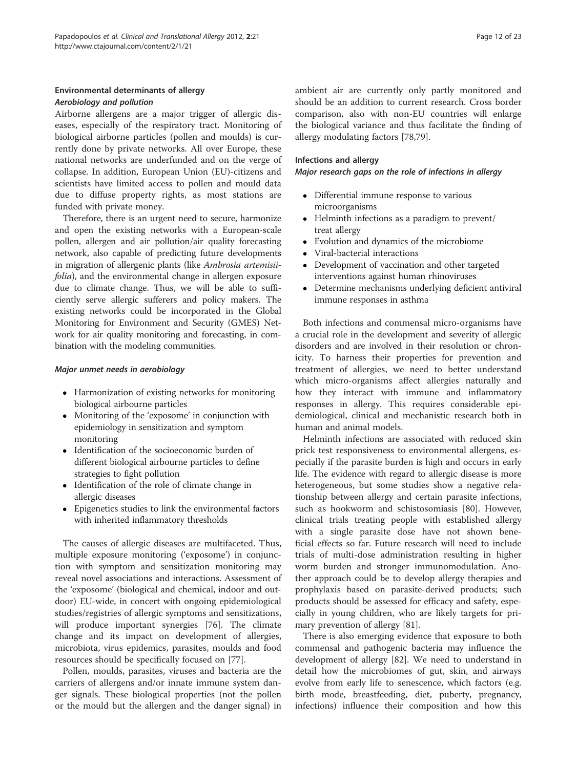## Environmental determinants of allergy

### *Aerobiology and pollution*

Airborne allergens are a major trigger of allergic diseases, especially of the respiratory tract. Monitoring of biological airborne particles (pollen and moulds) is currently done by private networks. All over Europe, these national networks are underfunded and on the verge of collapse. In addition, European Union (EU)-citizens and scientists have limited access to pollen and mould data due to diffuse property rights, as most stations are funded with private money.

Therefore, there is an urgent need to secure, harmonize and open the existing networks with a European-scale pollen, allergen and air pollution/air quality forecasting network, also capable of predicting future developments in migration of allergenic plants (like *Ambrosia artemisiifolia*), and the environmental change in allergen exposure due to climate change. Thus, we will be able to sufficiently serve allergic sufferers and policy makers. The existing networks could be incorporated in the Global Monitoring for Environment and Security (GMES) Network for air quality monitoring and forecasting, in combination with the modeling communities.

#### *Major unmet needs in aerobiology*

- Harmonization of existing networks for monitoring biological airbourne particles
- Monitoring of the 'exposome' in conjunction with epidemiology in sensitization and symptom monitoring
- Identification of the socioeconomic burden of different biological airbourne particles to define strategies to fight pollution
- Identification of the role of climate change in allergic diseases
- Epigenetics studies to link the environmental factors with inherited inflammatory thresholds

The causes of allergic diseases are multifaceted. Thus, multiple exposure monitoring ('exposome') in conjunction with symptom and sensitization monitoring may reveal novel associations and interactions. Assessment of the 'exposome' (biological and chemical, indoor and outdoor) EU-wide, in concert with ongoing epidemiological studies/registries of allergic symptoms and sensitizations, will produce important synergies [76]. The climate change and its impact on development of allergies, microbiota, virus epidemics, parasites, moulds and food resources should be specifically focused on [77].

Pollen, moulds, parasites, viruses and bacteria are the carriers of allergens and/or innate immune system danger signals. These biological properties (not the pollen or the mould but the allergen and the danger signal) in ambient air are currently only partly monitored and should be an addition to current research. Cross border comparison, also with non-EU countries will enlarge the biological variance and thus facilitate the finding of allergy modulating factors [78,79].

## Infections and allergy

### *Major research gaps on the role of infections in allergy*

- Differential immune response to various microorganisms
- Helminth infections as a paradigm to prevent/treat allergy
- Evolution and dynamics of the microbiome
- Viral-bacterial interactions
- Development of vaccination and other targeted interventions against human rhinoviruses
- Determine mechanisms underlying deficient antiviral immune responses in asthma

Both infections and commensal micro-organisms have a crucial role in the development and severity of allergic disorders and are involved in their resolution or chronicity. To harness their properties for prevention and treatment of allergies, we need to better understand which micro-organisms affect allergies naturally and how they interact with immune and inflammatory responses in allergy. This requires considerable epidemiological, clinical and mechanistic research both in human and animal models.

Helminth infections are associated with reduced skin prick test responsiveness to environmental allergens, especially if the parasite burden is high and occurs in early life. The evidence with regard to allergic disease is more heterogeneous, but some studies show a negative relationship between allergy and certain parasite infections, such as hookworm and schistosomiasis [80]. However, clinical trials treating people with established allergy with a single parasite dose have not shown beneficial effects so far. Future research will need to include trials of multi-dose administration resulting in higher worm burden and stronger immunomodulation. Another approach could be to develop allergy therapies and prophylaxis based on parasite-derived products; such products should be assessed for efficacy and safety, especially in young children, who are likely targets for primary prevention of allergy [81].

There is also emerging evidence that exposure to both commensal and pathogenic bacteria may influence the development of allergy [82]. We need to understand in detail how the microbiomes of gut, skin, and airways evolve from early life to senescence, which factors (e.g. birth mode, breastfeeding, diet, puberty, pregnancy, infections) influence their composition and how this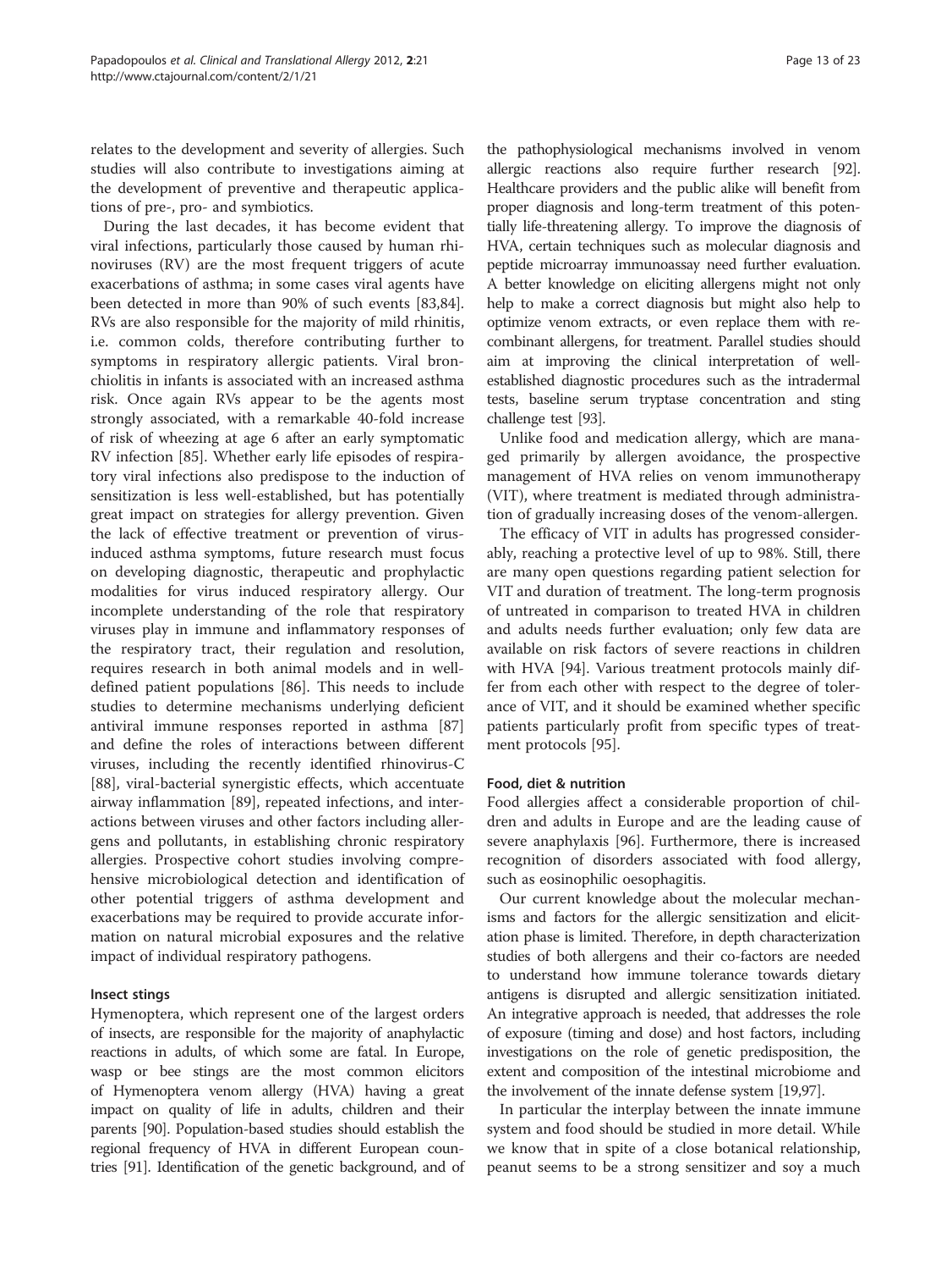relates to the development and severity of allergies. Such studies will also contribute to investigations aiming at the development of preventive and therapeutic applications of pre-, pro- and symbiotics.

During the last decades, it has become evident that viral infections, particularly those caused by human rhinoviruses (RV) are the most frequent triggers of acute exacerbations of asthma; in some cases viral agents have been detected in more than 90% of such events [83,84]. RVs are also responsible for the majority of mild rhinitis, i.e. common colds, therefore contributing further to symptoms in respiratory allergic patients. Viral bronchiolitis in infants is associated with an increased asthma risk. Once again RVs appear to be the agents most strongly associated, with a remarkable 40-fold increase of risk of wheezing at age 6 after an early symptomatic RV infection [85]. Whether early life episodes of respiratory viral infections also predispose to the induction of sensitization is less well-established, but has potentially great impact on strategies for allergy prevention. Given the lack of effective treatment or prevention of virus-induced asthma symptoms, future research must focus on developing diagnostic, therapeutic and prophylactic modalities for virus induced respiratory allergy. Our incomplete understanding of the role that respiratory viruses play in immune and inflammatory responses of the respiratory tract, their regulation and resolution, requires research in both animal models and in well-defined patient populations [86]. This needs to include studies to determine mechanisms underlying deficient antiviral immune responses reported in asthma [87] and define the roles of interactions between different viruses, including the recently identified rhinovirus-C [88], viral-bacterial synergistic effects, which accentuate airway inflammation [89], repeated infections, and interactions between viruses and other factors including allergens and pollutants, in establishing chronic respiratory allergies. Prospective cohort studies involving comprehensive microbiological detection and identification of other potential triggers of asthma development and exacerbations may be required to provide accurate information on natural microbial exposures and the relative impact of individual respiratory pathogens.

### Insect stings

Hymenoptera, which represent one of the largest orders of insects, are responsible for the majority of anaphylactic reactions in adults, of which some are fatal. In Europe, wasp or bee stings are the most common elicitors of Hymenoptera venom allergy (HVA) having a great impact on quality of life in adults, children and their parents [90]. Population-based studies should establish the regional frequency of HVA in different European countries [91]. Identification of the genetic background, and of the pathophysiological mechanisms involved in venom allergic reactions also require further research [92]. Healthcare providers and the public alike will benefit from proper diagnosis and long-term treatment of this potentially life-threatening allergy. To improve the diagnosis of HVA, certain techniques such as molecular diagnosis and peptide microarray immunoassay need further evaluation. A better knowledge on eliciting allergens might not only help to make a correct diagnosis but might also help to optimize venom extracts, or even replace them with recombinant allergens, for treatment. Parallel studies should aim at improving the clinical interpretation of well-established diagnostic procedures such as the intradermal tests, baseline serum tryptase concentration and sting challenge test [93].

Unlike food and medication allergy, which are managed primarily by allergen avoidance, the prospective management of HVA relies on venom immunotherapy (VIT), where treatment is mediated through administration of gradually increasing doses of the venom-allergen.

The efficacy of VIT in adults has progressed considerably, reaching a protective level of up to 98%. Still, there are many open questions regarding patient selection for VIT and duration of treatment. The long-term prognosis of untreated in comparison to treated HVA in children and adults needs further evaluation; only few data are available on risk factors of severe reactions in children with HVA [94]. Various treatment protocols mainly differ from each other with respect to the degree of tolerance of VIT, and it should be examined whether specific patients particularly profit from specific types of treatment protocols [95].

### Food, diet & nutrition

Food allergies affect a considerable proportion of children and adults in Europe and are the leading cause of severe anaphylaxis [96]. Furthermore, there is increased recognition of disorders associated with food allergy, such as eosinophilic oesophagitis.

Our current knowledge about the molecular mechanisms and factors for the allergic sensitization and elicitation phase is limited. Therefore, in depth characterization studies of both allergens and their co-factors are needed to understand how immune tolerance towards dietary antigens is disrupted and allergic sensitization initiated. An integrative approach is needed, that addresses the role of exposure (timing and dose) and host factors, including investigations on the role of genetic predisposition, the extent and composition of the intestinal microbiome and the involvement of the innate defense system [19,97].

In particular the interplay between the innate immune system and food should be studied in more detail. While we know that in spite of a close botanical relationship, peanut seems to be a strong sensitizer and soy a much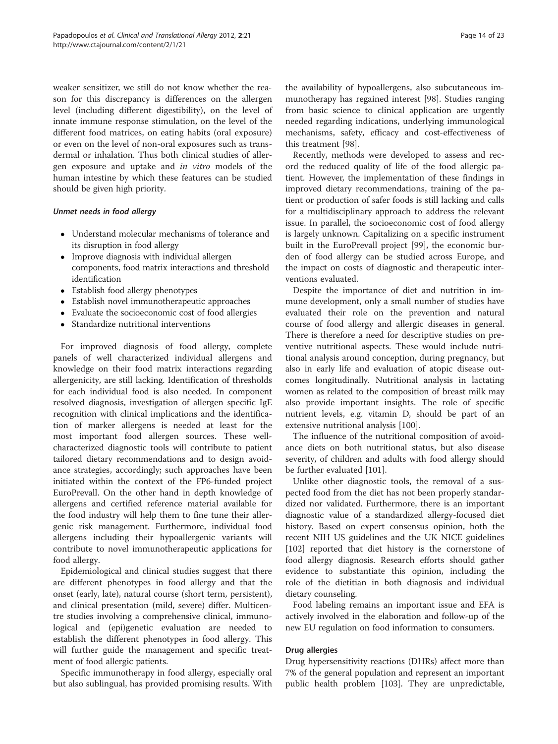weaker sensitizer, we still do not know whether the reason for this discrepancy is differences on the allergen level (including different digestibility), on the level of innate immune response stimulation, on the level of the different food matrices, on eating habits (oral exposure) or even on the level of non-oral exposures such as transdermal or inhalation. Thus both clinical studies of allergen exposure and uptake and *in vitro* models of the human intestine by which these features can be studied should be given high priority.

#### *Unmet needs in food allergy*

- Understand molecular mechanisms of tolerance and its disruption in food allergy
- Improve diagnosis with individual allergen components, food matrix interactions and threshold identification
- Establish food allergy phenotypes
- Establish novel immunotherapeutic approaches
- Evaluate the socioeconomic cost of food allergies
- Standardize nutritional interventions

For improved diagnosis of food allergy, complete panels of well characterized individual allergens and knowledge on their food matrix interactions regarding allergenicity, are still lacking. Identification of thresholds for each individual food is also needed. In component resolved diagnosis, investigation of allergen specific IgE recognition with clinical implications and the identification of marker allergens is needed at least for the most important food allergen sources. These well-characterized diagnostic tools will contribute to patient tailored dietary recommendations and to design avoidance strategies, accordingly; such approaches have been initiated within the context of the FP6-funded project EuroPrevall. On the other hand in depth knowledge of allergens and certified reference material available for the food industry will help them to fine tune their allergenic risk management. Furthermore, individual food allergens including their hypoallergenic variants will contribute to novel immunotherapeutic applications for food allergy.

Epidemiological and clinical studies suggest that there are different phenotypes in food allergy and that the onset (early, late), natural course (short term, persistent), and clinical presentation (mild, severe) differ. Multicentre studies involving a comprehensive clinical, immunological and (epi)genetic evaluation are needed to establish the different phenotypes in food allergy. This will further guide the management and specific treatment of food allergic patients.

Specific immunotherapy in food allergy, especially oral but also sublingual, has provided promising results. With the availability of hypoallergens, also subcutaneous immunotherapy has regained interest [98]. Studies ranging from basic science to clinical application are urgently needed regarding indications, underlying immunological mechanisms, safety, efficacy and cost-effectiveness of this treatment [98].

Recently, methods were developed to assess and record the reduced quality of life of the food allergic patient. However, the implementation of these findings in improved dietary recommendations, training of the patient or production of safer foods is still lacking and calls for a multidisciplinary approach to address the relevant issue. In parallel, the socioeconomic cost of food allergy is largely unknown. Capitalizing on a specific instrument built in the EuroPrevall project [99], the economic burden of food allergy can be studied across Europe, and the impact on costs of diagnostic and therapeutic interventions evaluated.

Despite the importance of diet and nutrition in immune development, only a small number of studies have evaluated their role on the prevention and natural course of food allergy and allergic diseases in general. There is therefore a need for descriptive studies on preventive nutritional aspects. These would include nutritional analysis around conception, during pregnancy, but also in early life and evaluation of atopic disease outcomes longitudinally. Nutritional analysis in lactating women as related to the composition of breast milk may also provide important insights. The role of specific nutrient levels, e.g. vitamin D, should be part of an extensive nutritional analysis [100].

The influence of the nutritional composition of avoidance diets on both nutritional status, but also disease severity, of children and adults with food allergy should be further evaluated [101].

Unlike other diagnostic tools, the removal of a suspected food from the diet has not been properly standardized nor validated. Furthermore, there is an important diagnostic value of a standardized allergy-focused diet history. Based on expert consensus opinion, both the recent NIH US guidelines and the UK NICE guidelines [102] reported that diet history is the cornerstone of food allergy diagnosis. Research efforts should gather evidence to substantiate this opinion, including the role of the dietitian in both diagnosis and individual dietary counseling.

Food labeling remains an important issue and EFA is actively involved in the elaboration and follow-up of the new EU regulation on food information to consumers.

### Drug allergies

Drug hypersensitivity reactions (DHRs) affect more than 7% of the general population and represent an important public health problem [103]. They are unpredictable,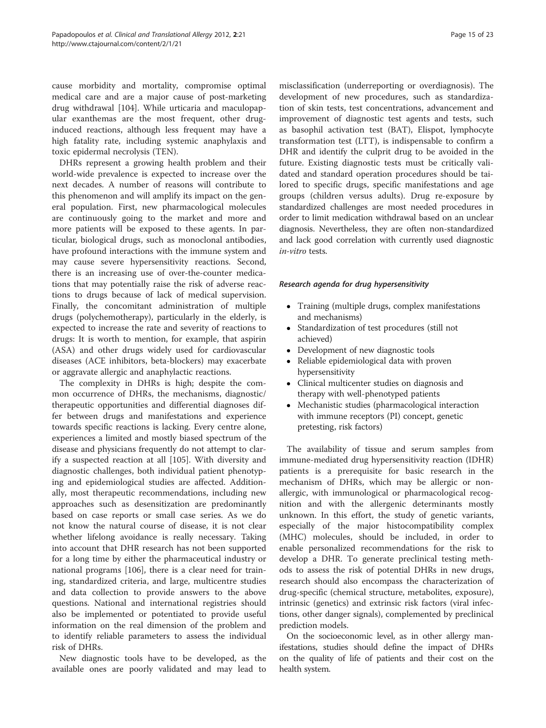cause morbidity and mortality, compromise optimal medical care and are a major cause of post-marketing drug withdrawal [104]. While urticaria and maculopapular exanthemas are the most frequent, other drug-induced reactions, although less frequent may have a high fatality rate, including systemic anaphylaxis and toxic epidermal necrolysis (TEN).

DHRs represent a growing health problem and their world-wide prevalence is expected to increase over the next decades. A number of reasons will contribute to this phenomenon and will amplify its impact on the general population. First, new pharmacological molecules are continuously going to the market and more and more patients will be exposed to these agents. In particular, biological drugs, such as monoclonal antibodies, have profound interactions with the immune system and may cause severe hypersensitivity reactions. Second, there is an increasing use of over-the-counter medications that may potentially raise the risk of adverse reactions to drugs because of lack of medical supervision. Finally, the concomitant administration of multiple drugs (polychemotherapy), particularly in the elderly, is expected to increase the rate and severity of reactions to drugs: It is worth to mention, for example, that aspirin (ASA) and other drugs widely used for cardiovascular diseases (ACE inhibitors, beta-blockers) may exacerbate or aggravate allergic and anaphylactic reactions.

The complexity in DHRs is high; despite the common occurrence of DHRs, the mechanisms, diagnostic/therapeutic opportunities and differential diagnoses differ between drugs and manifestations and experience towards specific reactions is lacking. Every centre alone, experiences a limited and mostly biased spectrum of the disease and physicians frequently do not attempt to clarify a suspected reaction at all [105]. With diversity and diagnostic challenges, both individual patient phenotyping and epidemiological studies are affected. Additionally, most therapeutic recommendations, including new approaches such as desensitization are predominantly based on case reports or small case series. As we do not know the natural course of disease, it is not clear whether lifelong avoidance is really necessary. Taking into account that DHR research has not been supported for a long time by either the pharmaceutical industry or national programs [106], there is a clear need for training, standardized criteria, and large, multicentre studies and data collection to provide answers to the above questions. National and international registries should also be implemented or potentiated to provide useful information on the real dimension of the problem and to identify reliable parameters to assess the individual risk of DHRs.

New diagnostic tools have to be developed, as the available ones are poorly validated and may lead to misclassification (underreporting or overdiagnosis). The development of new procedures, such as standardization of skin tests, test concentrations, advancement and improvement of diagnostic test agents and tests, such as basophil activation test (BAT), Elispot, lymphocyte transformation test (LTT), is indispensable to confirm a DHR and identify the culprit drug to be avoided in the future. Existing diagnostic tests must be critically validated and standard operation procedures should be tailored to specific drugs, specific manifestations and age groups (children versus adults). Drug re-exposure by standardized challenges are most needed procedures in order to limit medication withdrawal based on an unclear diagnosis. Nevertheless, they are often non-standardized and lack good correlation with currently used diagnostic *in-vitro* tests.

#### *Research agenda for drug hypersensitivity*

- Training (multiple drugs, complex manifestations and mechanisms)
- Standardization of test procedures (still not achieved)
- Development of new diagnostic tools
- Reliable epidemiological data with proven hypersensitivity
- Clinical multicenter studies on diagnosis and therapy with well-phenotyped patients
- Mechanistic studies (pharmacological interaction with immune receptors (PI) concept, genetic pretesting, risk factors)

The availability of tissue and serum samples from immune-mediated drug hypersensitivity reaction (IDHR) patients is a prerequisite for basic research in the mechanism of DHRs, which may be allergic or non-allergic, with immunological or pharmacological recognition and with the allergenic determinants mostly unknown. In this effort, the study of genetic variants, especially of the major histocompatibility complex (MHC) molecules, should be included, in order to enable personalized recommendations for the risk to develop a DHR. To generate preclinical testing methods to assess the risk of potential DHRs in new drugs, research should also encompass the characterization of drug-specific (chemical structure, metabolites, exposure), intrinsic (genetics) and extrinsic risk factors (viral infections, other danger signals), complemented by preclinical prediction models.

On the socioeconomic level, as in other allergy manifestations, studies should define the impact of DHRs on the quality of life of patients and their cost on the health system.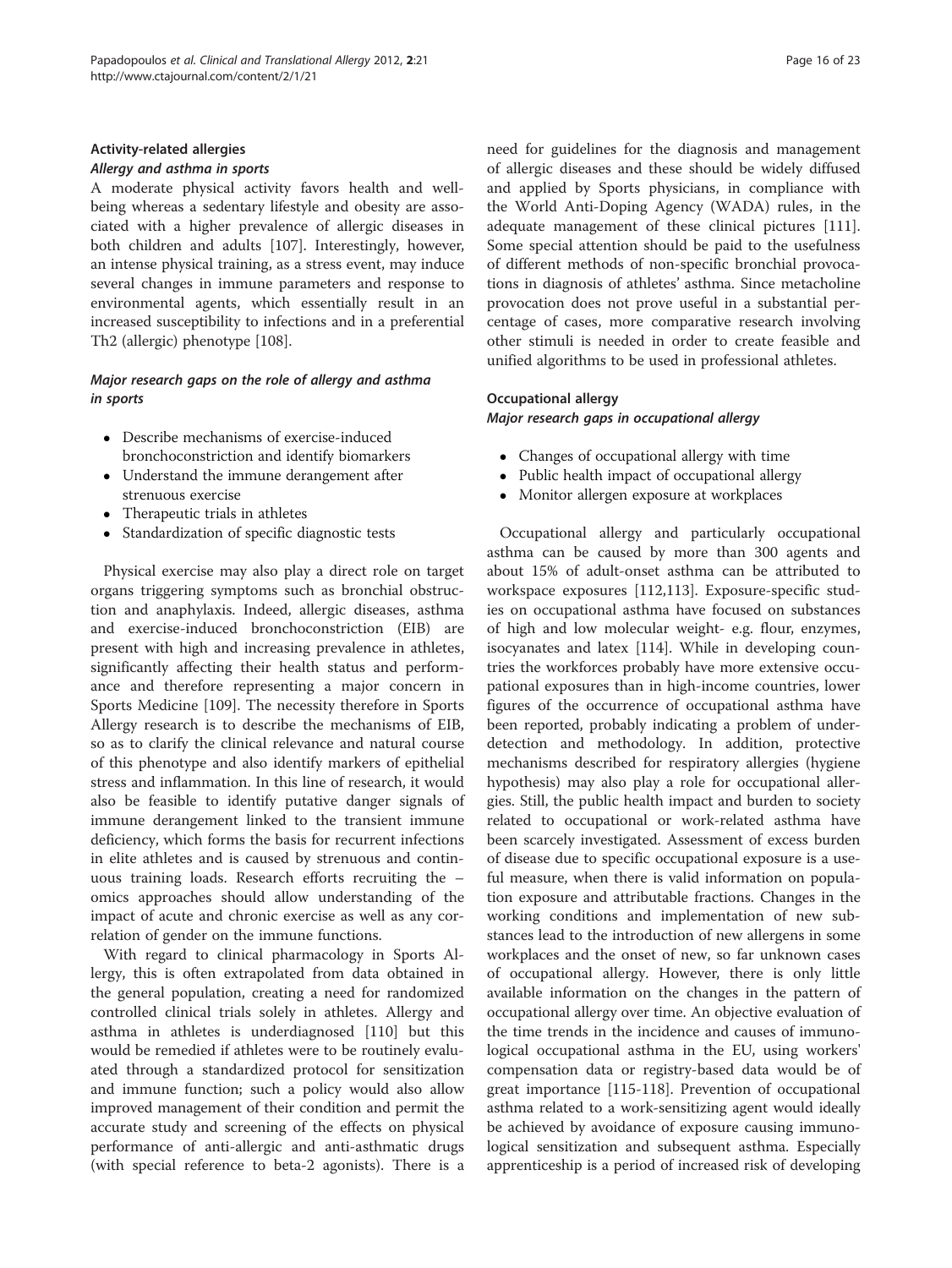### Activity-related allergies

#### *Allergy and asthma in sports*

A moderate physical activity favors health and well-being whereas a sedentary lifestyle and obesity are associated with a higher prevalence of allergic diseases in both children and adults [107]. Interestingly, however, an intense physical training, as a stress event, may induce several changes in immune parameters and response to environmental agents, which essentially result in an increased susceptibility to infections and in a preferential Th2 (allergic) phenotype [108].

#### *Major research gaps on the role of allergy and asthma in sports*

- Describe mechanisms of exercise-induced bronchoconstriction and identify biomarkers
- Understand the immune derangement after strenuous exercise
- Therapeutic trials in athletes
- Standardization of specific diagnostic tests

Physical exercise may also play a direct role on target organs triggering symptoms such as bronchial obstruction and anaphylaxis. Indeed, allergic diseases, asthma and exercise-induced bronchoconstriction (EIB) are present with high and increasing prevalence in athletes, significantly affecting their health status and performance and therefore representing a major concern in Sports Medicine [109]. The necessity therefore in Sports Allergy research is to describe the mechanisms of EIB, so as to clarify the clinical relevance and natural course of this phenotype and also identify markers of epithelial stress and inflammation. In this line of research, it would also be feasible to identify putative danger signals of immune derangement linked to the transient immune deficiency, which forms the basis for recurrent infections in elite athletes and is caused by strenuous and continuous training loads. Research efforts recruiting the –omics approaches should allow understanding of the impact of acute and chronic exercise as well as any correlation of gender on the immune functions.

With regard to clinical pharmacology in Sports Allergy, this is often extrapolated from data obtained in the general population, creating a need for randomized controlled clinical trials solely in athletes. Allergy and asthma in athletes is underdiagnosed [110] but this would be remedied if athletes were to be routinely evaluated through a standardized protocol for sensitization and immune function; such a policy would also allow improved management of their condition and permit the accurate study and screening of the effects on physical performance of anti-allergic and anti-asthmatic drugs (with special reference to beta-2 agonists). There is a need for guidelines for the diagnosis and management of allergic diseases and these should be widely diffused and applied by Sports physicians, in compliance with the World Anti-Doping Agency (WADA) rules, in the adequate management of these clinical pictures [111]. Some special attention should be paid to the usefulness of different methods of non-specific bronchial provocations in diagnosis of athletes' asthma. Since metacholine provocation does not prove useful in a substantial percentage of cases, more comparative research involving other stimuli is needed in order to create feasible and unified algorithms to be used in professional athletes.

### Occupational allergy

#### *Major research gaps in occupational allergy*

- Changes of occupational allergy with time
- Public health impact of occupational allergy
- Monitor allergen exposure at workplaces

Occupational allergy and particularly occupational asthma can be caused by more than 300 agents and about 15% of adult-onset asthma can be attributed to workspace exposures [112,113]. Exposure-specific studies on occupational asthma have focused on substances of high and low molecular weight- e.g. flour, enzymes, isocyanates and latex [114]. While in developing countries the workforces probably have more extensive occupational exposures than in high-income countries, lower figures of the occurrence of occupational asthma have been reported, probably indicating a problem of under-detection and methodology. In addition, protective mechanisms described for respiratory allergies (hygiene hypothesis) may also play a role for occupational allergies. Still, the public health impact and burden to society related to occupational or work-related asthma have been scarcely investigated. Assessment of excess burden of disease due to specific occupational exposure is a useful measure, when there is valid information on population exposure and attributable fractions. Changes in the working conditions and implementation of new substances lead to the introduction of new allergens in some workplaces and the onset of new, so far unknown cases of occupational allergy. However, there is only little available information on the changes in the pattern of occupational allergy over time. An objective evaluation of the time trends in the incidence and causes of immunological occupational asthma in the EU, using workers' compensation data or registry-based data would be of great importance [115-118]. Prevention of occupational asthma related to a work-sensitizing agent would ideally be achieved by avoidance of exposure causing immunological sensitization and subsequent asthma. Especially apprenticeship is a period of increased risk of developing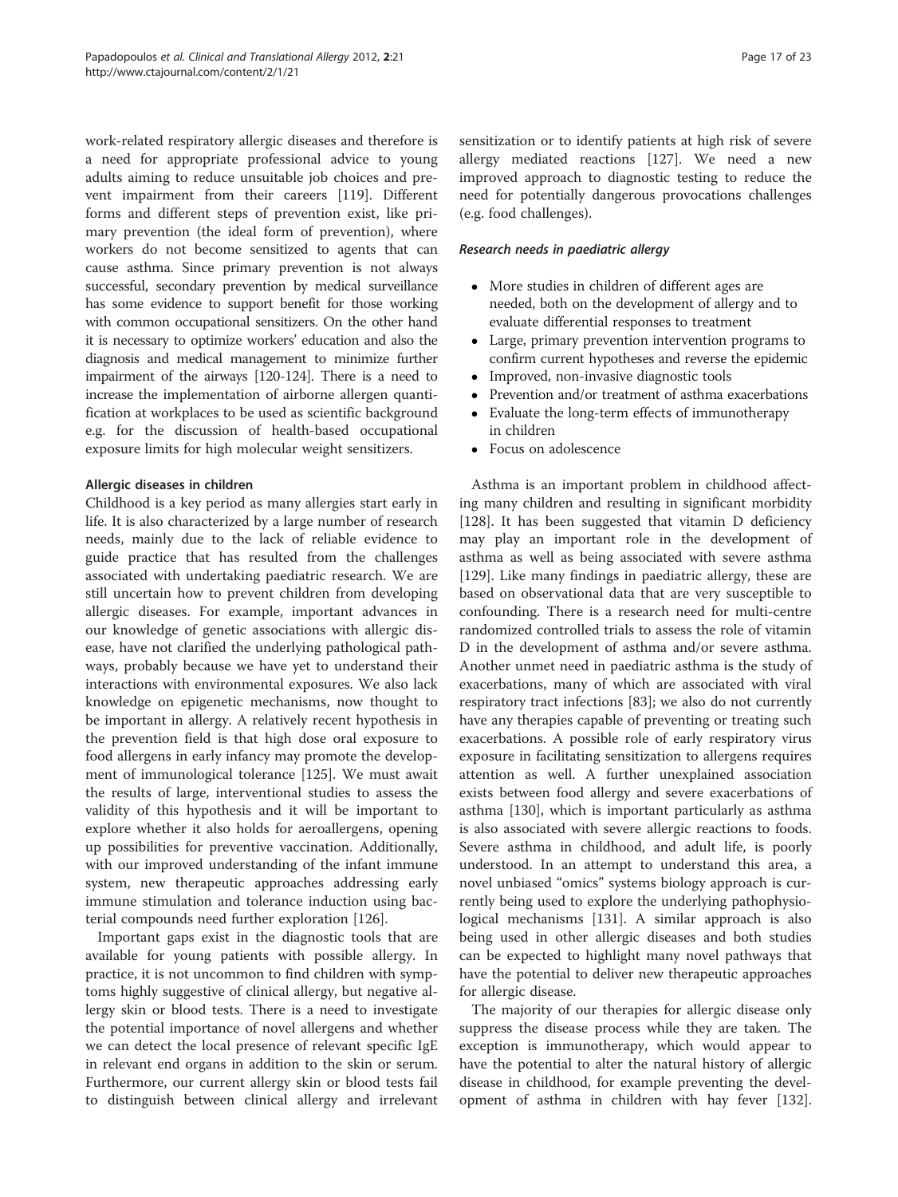work-related respiratory allergic diseases and therefore is a need for appropriate professional advice to young adults aiming to reduce unsuitable job choices and prevent impairment from their careers [119]. Different forms and different steps of prevention exist, like primary prevention (the ideal form of prevention), where workers do not become sensitized to agents that can cause asthma. Since primary prevention is not always successful, secondary prevention by medical surveillance has some evidence to support benefit for those working with common occupational sensitizers. On the other hand it is necessary to optimize workers' education and also the diagnosis and medical management to minimize further impairment of the airways [120-124]. There is a need to increase the implementation of airborne allergen quantification at workplaces to be used as scientific background e.g. for the discussion of health-based occupational exposure limits for high molecular weight sensitizers.

### Allergic diseases in children

Childhood is a key period as many allergies start early in life. It is also characterized by a large number of research needs, mainly due to the lack of reliable evidence to guide practice that has resulted from the challenges associated with undertaking paediatric research. We are still uncertain how to prevent children from developing allergic diseases. For example, important advances in our knowledge of genetic associations with allergic disease, have not clarified the underlying pathological pathways, probably because we have yet to understand their interactions with environmental exposures. We also lack knowledge on epigenetic mechanisms, now thought to be important in allergy. A relatively recent hypothesis in the prevention field is that high dose oral exposure to food allergens in early infancy may promote the development of immunological tolerance [125]. We must await the results of large, interventional studies to assess the validity of this hypothesis and it will be important to explore whether it also holds for aeroallergens, opening up possibilities for preventive vaccination. Additionally, with our improved understanding of the infant immune system, new therapeutic approaches addressing early immune stimulation and tolerance induction using bacterial compounds need further exploration [126].

Important gaps exist in the diagnostic tools that are available for young patients with possible allergy. In practice, it is not uncommon to find children with symptoms highly suggestive of clinical allergy, but negative allergy skin or blood tests. There is a need to investigate the potential importance of novel allergens and whether we can detect the local presence of relevant specific IgE in relevant end organs in addition to the skin or serum. Furthermore, our current allergy skin or blood tests fail to distinguish between clinical allergy and irrelevant sensitization or to identify patients at high risk of severe allergy mediated reactions [127]. We need a new improved approach to diagnostic testing to reduce the need for potentially dangerous provocations challenges (e.g. food challenges).

#### *Research needs in paediatric allergy*

- More studies in children of different ages are needed, both on the development of allergy and to evaluate differential responses to treatment
- Large, primary prevention intervention programs to confirm current hypotheses and reverse the epidemic
- Improved, non-invasive diagnostic tools
- Prevention and/or treatment of asthma exacerbations
- Evaluate the long-term effects of immunotherapy in children
- Focus on adolescence

Asthma is an important problem in childhood affecting many children and resulting in significant morbidity [128]. It has been suggested that vitamin D deficiency may play an important role in the development of asthma as well as being associated with severe asthma [129]. Like many findings in paediatric allergy, these are based on observational data that are very susceptible to confounding. There is a research need for multi-centre randomized controlled trials to assess the role of vitamin D in the development of asthma and/or severe asthma. Another unmet need in paediatric asthma is the study of exacerbations, many of which are associated with viral respiratory tract infections [83]; we also do not currently have any therapies capable of preventing or treating such exacerbations. A possible role of early respiratory virus exposure in facilitating sensitization to allergens requires attention as well. A further unexplained association exists between food allergy and severe exacerbations of asthma [130], which is important particularly as asthma is also associated with severe allergic reactions to foods. Severe asthma in childhood, and adult life, is poorly understood. In an attempt to understand this area, a novel unbiased "omics" systems biology approach is currently being used to explore the underlying pathophysiological mechanisms [131]. A similar approach is also being used in other allergic diseases and both studies can be expected to highlight many novel pathways that have the potential to deliver new therapeutic approaches for allergic disease.

The majority of our therapies for allergic disease only suppress the disease process while they are taken. The exception is immunotherapy, which would appear to have the potential to alter the natural history of allergic disease in childhood, for example preventing the development of asthma in children with hay fever [132].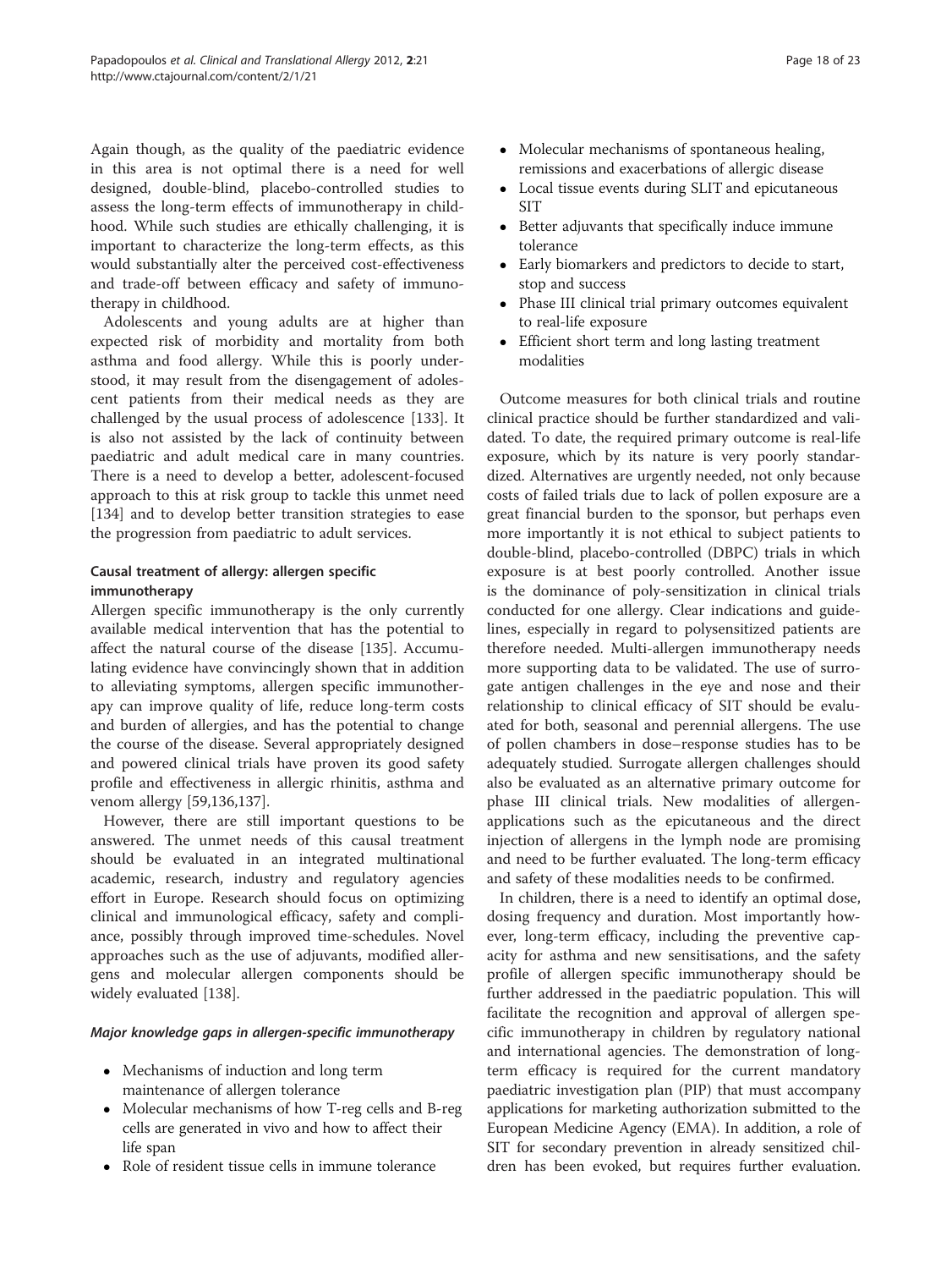Again though, as the quality of the paediatric evidence in this area is not optimal there is a need for well designed, double-blind, placebo-controlled studies to assess the long-term effects of immunotherapy in childhood. While such studies are ethically challenging, it is important to characterize the long-term effects, as this would substantially alter the perceived cost-effectiveness and trade-off between efficacy and safety of immunotherapy in childhood.

Adolescents and young adults are at higher than expected risk of morbidity and mortality from both asthma and food allergy. While this is poorly understood, it may result from the disengagement of adolescent patients from their medical needs as they are challenged by the usual process of adolescence [133]. It is also not assisted by the lack of continuity between paediatric and adult medical care in many countries. There is a need to develop a better, adolescent-focused approach to this at risk group to tackle this unmet need [134] and to develop better transition strategies to ease the progression from paediatric to adult services.

### Causal treatment of allergy: allergen specific immunotherapy

Allergen specific immunotherapy is the only currently available medical intervention that has the potential to affect the natural course of the disease [135]. Accumulating evidence have convincingly shown that in addition to alleviating symptoms, allergen specific immunotherapy can improve quality of life, reduce long-term costs and burden of allergies, and has the potential to change the course of the disease. Several appropriately designed and powered clinical trials have proven its good safety profile and effectiveness in allergic rhinitis, asthma and venom allergy [59,136,137].

However, there are still important questions to be answered. The unmet needs of this causal treatment should be evaluated in an integrated multinational academic, research, industry and regulatory agencies effort in Europe. Research should focus on optimizing clinical and immunological efficacy, safety and compliance, possibly through improved time-schedules. Novel approaches such as the use of adjuvants, modified allergens and molecular allergen components should be widely evaluated [138].

#### *Major knowledge gaps in allergen-specific immunotherapy*

- Mechanisms of induction and long term maintenance of allergen tolerance
- Molecular mechanisms of how T-reg cells and B-reg cells are generated in vivo and how to affect their life span
- Role of resident tissue cells in immune tolerance
- Molecular mechanisms of spontaneous healing, remissions and exacerbations of allergic disease
- Local tissue events during SLIT and epicutaneous SIT
- Better adjuvants that specifically induce immune tolerance
- Early biomarkers and predictors to decide to start, stop and success
- Phase III clinical trial primary outcomes equivalent to real-life exposure
- Efficient short term and long lasting treatment modalities

Outcome measures for both clinical trials and routine clinical practice should be further standardized and validated. To date, the required primary outcome is real-life exposure, which by its nature is very poorly standardized. Alternatives are urgently needed, not only because costs of failed trials due to lack of pollen exposure are a great financial burden to the sponsor, but perhaps even more importantly it is not ethical to subject patients to double-blind, placebo-controlled (DBPC) trials in which exposure is at best poorly controlled. Another issue is the dominance of poly-sensitization in clinical trials conducted for one allergy. Clear indications and guidelines, especially in regard to polysensitized patients are therefore needed. Multi-allergen immunotherapy needs more supporting data to be validated. The use of surrogate antigen challenges in the eye and nose and their relationship to clinical efficacy of SIT should be evaluated for both, seasonal and perennial allergens. The use of pollen chambers in dose–response studies has to be adequately studied. Surrogate allergen challenges should also be evaluated as an alternative primary outcome for phase III clinical trials. New modalities of allergen-applications such as the epicutaneous and the direct injection of allergens in the lymph node are promising and need to be further evaluated. The long-term efficacy and safety of these modalities needs to be confirmed.

In children, there is a need to identify an optimal dose, dosing frequency and duration. Most importantly however, long-term efficacy, including the preventive capacity for asthma and new sensitisations, and the safety profile of allergen specific immunotherapy should be further addressed in the paediatric population. This will facilitate the recognition and approval of allergen specific immunotherapy in children by regulatory national and international agencies. The demonstration of long-term efficacy is required for the current mandatory paediatric investigation plan (PIP) that must accompany applications for marketing authorization submitted to the European Medicine Agency (EMA). In addition, a role of SIT for secondary prevention in already sensitized children has been evoked, but requires further evaluation.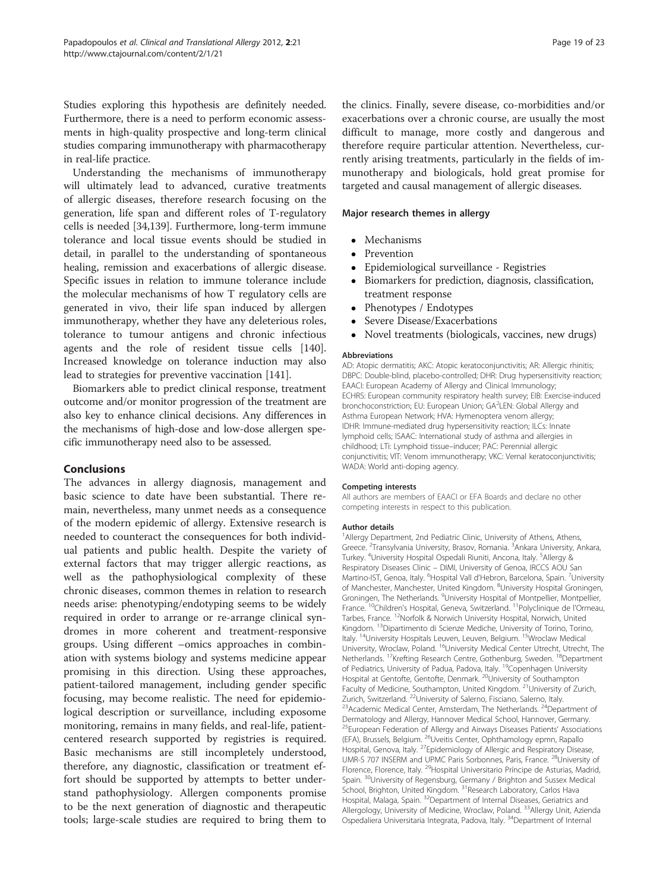Studies exploring this hypothesis are definitely needed. Furthermore, there is a need to perform economic assessments in high-quality prospective and long-term clinical studies comparing immunotherapy with pharmacotherapy in real-life practice.

Understanding the mechanisms of immunotherapy will ultimately lead to advanced, curative treatments of allergic diseases, therefore research focusing on the generation, life span and different roles of T-regulatory cells is needed [34,139]. Furthermore, long-term immune tolerance and local tissue events should be studied in detail, in parallel to the understanding of spontaneous healing, remission and exacerbations of allergic disease. Specific issues in relation to immune tolerance include the molecular mechanisms of how T regulatory cells are generated in vivo, their life span induced by allergen immunotherapy, whether they have any deleterious roles, tolerance to tumour antigens and chronic infectious agents and the role of resident tissue cells [140]. Increased knowledge on tolerance induction may also lead to strategies for preventive vaccination [141].

Biomarkers able to predict clinical response, treatment outcome and/or monitor progression of the treatment are also key to enhance clinical decisions. Any differences in the mechanisms of high-dose and low-dose allergen specific immunotherapy need also to be assessed.

## Conclusions

The advances in allergy diagnosis, management and basic science to date have been substantial. There remain, nevertheless, many unmet needs as a consequence of the modern epidemic of allergy. Extensive research is needed to counteract the consequences for both individual patients and public health. Despite the variety of external factors that may trigger allergic reactions, as well as the pathophysiological complexity of these chronic diseases, common themes in relation to research needs arise: phenotyping/endotyping seems to be widely required in order to arrange or re-arrange clinical syndromes in more coherent and treatment-responsive groups. Using different –omics approaches in combination with systems biology and systems medicine appear promising in this direction. Using these approaches, patient-tailored management, including gender specific focusing, may become realistic. The need for epidemiological description or surveillance, including exposome monitoring, remains in many fields, and real-life, patient-centered research supported by registries is required. Basic mechanisms are still incompletely understood, therefore, any diagnostic, classification or treatment effort should be supported by attempts to better understand pathophysiology. Allergen components promise to be the next generation of diagnostic and therapeutic tools; large-scale studies are required to bring them to the clinics. Finally, severe disease, co-morbidities and/or exacerbations over a chronic course, are usually the most difficult to manage, more costly and dangerous and therefore require particular attention. Nevertheless, currently arising treatments, particularly in the fields of immunotherapy and biologicals, hold great promise for targeted and causal management of allergic diseases.

### Major research themes in allergy

- Mechanisms
- Prevention
- Epidemiological surveillance - Registries
- Biomarkers for prediction, diagnosis, classification, treatment response
- Phenotypes / Endotypes
- Severe Disease/Exacerbations
- Novel treatments (biologicals, vaccines, new drugs)

#### Abbreviations

AD: Atopic dermatitis; AKC: Atopic keratoconjunctivitis; AR: Allergic rhinitis; DBPC: Double-blind, placebo-controlled; DHR: Drug hypersensitivity reaction; EAACI: European Academy of Allergy and Clinical Immunology; ECHRS: European community respiratory health survey; EIB: Exercise-induced bronchoconstriction; EU: European Union; GA$^2$LEN: Global Allergy and Asthma European Network; HVA: Hymenoptera venom allergy; IDHR: Immune-mediated drug hypersensitivity reaction; ILCs: Innate lymphoid cells; ISAAC: International study of asthma and allergies in childhood; LTi: Lymphoid tissue–inducer; PAC: Perennial allergic conjunctivitis; VIT: Venom immunotherapy; VKC: Vernal keratoconjunctivitis; WADA: World anti-doping agency.

#### Competing interests

All authors are members of EAACI or EFA Boards and declare no other competing interests in respect to this publication.

#### Author details

[1]Allergy Department, 2nd Pediatric Clinic, University of Athens, Athens, Greece. [2]Transylvania University, Brasov, Romania. [3]Ankara University, Ankara, Turkey. [4]University Hospital Ospedali Riuniti, Ancona, Italy. [5]Allergy & Respiratory Diseases Clinic – DIMI, University of Genoa, IRCCS AOU San Martino-IST, Genoa, Italy. [6]Hospital Vall d'Hebron, Barcelona, Spain. [7]University of Manchester, Manchester, United Kingdom. [8]University Hospital Groningen, Groningen, The Netherlands. [9]University Hospital of Montpellier, Montpellier, France. [10]Children's Hospital, Geneva, Switzerland. [11]Polyclinique de l'Ormeau, Tarbes, France. [12]Norfolk & Norwich University Hospital, Norwich, United Kingdom. [13]Dipartimento di Scienze Mediche, University of Torino, Torino, Italy. [14]University Hospitals Leuven, Leuven, Belgium. [15]Wroclaw Medical University, Wroclaw, Poland. [16]University Medical Center Utrecht, Utrecht, The Netherlands. [17]Krefting Research Centre, Gothenburg, Sweden. [18]Department of Pediatrics, University of Padua, Padova, Italy. [19]Copenhagen University Hospital at Gentofte, Gentofte, Denmark. [20]University of Southampton Faculty of Medicine, Southampton, United Kingdom. [21]University of Zurich, Zurich, Switzerland. [22]University of Salerno, Fisciano, Salerno, Italy. [23]Academic Medical Center, Amsterdam, The Netherlands. [24]Department of Dermatology and Allergy, Hannover Medical School, Hannover, Germany. [25]European Federation of Allergy and Airways Diseases Patients' Associations (EFA), Brussels, Belgium. [26]Uveitis Center, Ophthamology epmn, Rapallo Hospital, Genova, Italy. [27]Epidemiology of Allergic and Respiratory Disease, UMR-S 707 INSERM and UPMC Paris Sorbonnes, Paris, France. [28]University of Florence, Florence, Italy. [29]Hospital Universitario Príncipe de Asturias, Madrid, Spain. [30]University of Regensburg, Germany / Brighton and Sussex Medical School, Brighton, United Kingdom. [31]Research Laboratory, Carlos Hava Hospital, Malaga, Spain. [32]Department of Internal Diseases, Geriatrics and Allergology, University of Medicine, Wroclaw, Poland. [33]Allergy Unit, Azienda Ospedaliera Universitaria Integrata, Padova, Italy. [34]Department of Internal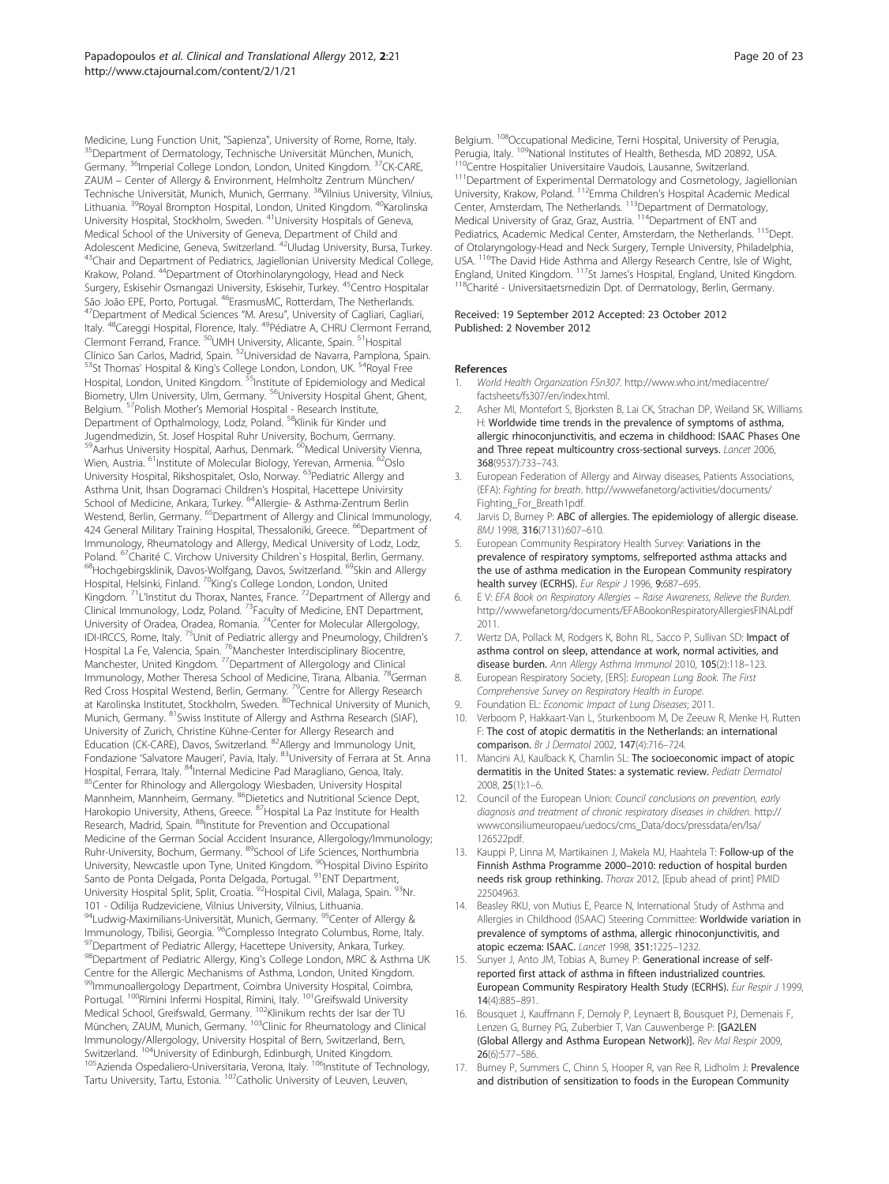Medicine, Lung Function Unit, "Sapienza", University of Rome, Rome, Italy. [35]Department of Dermatology, Technische Universität München, Munich, Germany. [36]Imperial College London, London, United Kingdom. [37]CK-CARE, ZAUM – Center of Allergy & Environment, Helmholtz Zentrum München/ Technische Universität, Munich, Munich, Germany. [38]Vilnius University, Vilnius, Lithuania. [39]Royal Brompton Hospital, London, United Kingdom. [40]Karolinska University Hospital, Stockholm, Sweden. [41]University Hospitals of Geneva, Medical School of the University of Geneva, Department of Child and Adolescent Medicine, Geneva, Switzerland. [42]Uludag University, Bursa, Turkey. [43]Chair and Department of Pediatrics, Jagiellonian University Medical College, Krakow, Poland. [44]Department of Otorhinolaryngology, Head and Neck Surgery, Eskisehir Osmangazi University, Eskisehir, Turkey. [45]Centro Hospitalar São João EPE, Porto, Portugal. [46]ErasmusMC, Rotterdam, The Netherlands. [47]Department of Medical Sciences "M. Aresu", University of Cagliari, Cagliari, Italy. [48]Careggi Hospital, Florence, Italy. [49]Pédiatre A, CHRU Clermont Ferrand, Clermont Ferrand, France. [50]UMH University, Alicante, Spain. [51]Hospital Clínico San Carlos, Madrid, Spain. [52]Universidad de Navarra, Pamplona, Spain. [53]St Thomas' Hospital & King's College London, London, UK. [54]Royal Free Hospital, London, United Kingdom. [55]Institute of Epidemiology and Medical Biometry, Ulm University, Ulm, Germany. [56]University Hospital Ghent, Ghent, Belgium. [57]Polish Mother's Memorial Hospital - Research Institute, Department of Opthalmology, Lodz, Poland. [58]Klinik für Kinder und Jugendmedizin, St. Josef Hospital Ruhr University, Bochum, Germany. [59]Aarhus University Hospital, Aarhus, Denmark. [60]Medical University Vienna, Wien, Austria. [61]Institute of Molecular Biology, Yerevan, Armenia. [62]Oslo University Hospital, Rikshospitalet, Oslo, Norway. [63]Pediatric Allergy and Asthma Unit, Ihsan Dogramaci Children's Hospital, Hacettepe Univrsity School of Medicine, Ankara, Turkey. [64]Allergie- & Asthma-Zentrum Berlin Westend, Berlin, Germany. [65]Department of Allergy and Clinical Immunology, 424 General Military Training Hospital, Thessaloniki, Greece. [66]Department of Immunology, Rheumatology and Allergy, Medical University of Lodz, Lodz, Poland. [67]Charité C. Virchow University Children`s Hospital, Berlin, Germany. [68]Hochgebirgsklinik, Davos-Wolfgang, Davos, Switzerland. [69]Skin and Allergy Hospital, Helsinki, Finland. [70]King's College London, London, United Kingdom. [71]L'Institut du Thorax, Nantes, France. [72]Department of Allergy and Clinical Immunology, Lodz, Poland. [73]Faculty of Medicine, ENT Department, University of Oradea, Oradea, Romania. [74]Center for Molecular Allergology, IDI-IRCCS, Rome, Italy. [75]Unit of Pediatric allergy and Pneumology, Children's Hospital La Fe, Valencia, Spain. [76]Manchester Interdisciplinary Biocentre, Manchester, United Kingdom. [77]Department of Allergology and Clinical Immunology, Mother Theresa School of Medicine, Tirana, Albania. [78]German Red Cross Hospital Westend, Berlin, Germany. [79]Centre for Allergy Research at Karolinska Institutet, Stockholm, Sweden. [80]Technical University of Munich, Munich, Germany. [81]Swiss Institute of Allergy and Asthma Research (SIAF), University of Zurich, Christine Kühne-Center for Allergy Research and Education (CK-CARE), Davos, Switzerland. [82]Allergy and Immunology Unit, Fondazione 'Salvatore Maugeri', Pavia, Italy. [83]University of Ferrara at St. Anna Hospital, Ferrara, Italy. [84]Internal Medicine Pad Maragliano, Genoa, Italy. [85]Center for Rhinology and Allergology Wiesbaden, University Hospital Mannheim, Mannheim, Germany. [86]Dietetics and Nutritional Science Dept, Harokopio University, Athens, Greece. [87]Hospital La Paz Institute for Health Research, Madrid, Spain. [88]Institute for Prevention and Occupational Medicine of the German Social Accident Insurance, Allergology/Immunology; Ruhr-University, Bochum, Germany. [89]School of Life Sciences, Northumbria University, Newcastle upon Tyne, United Kingdom. [90]Hospital Divino Espirito Santo de Ponta Delgada, Ponta Delgada, Portugal. [91]ENT Department, University Hospital Split, Split, Croatia. [92]Hospital Civil, Malaga, Spain. [93]Nr. 101 - Odilija Rudzeviciene, Vilnius University, Vilnius, Lithuania. [94]Ludwig-Maximilians-Universität, Munich, Germany. [95]Center of Allergy & Immunology, Tbilisi, Georgia. [96]Complesso Integrato Columbus, Rome, Italy. [97]Department of Pediatric Allergy, Hacettepe University, Ankara, Turkey. [98]Department of Pediatric Allergy, King's College London, MRC & Asthma UK Centre for the Allergic Mechanisms of Asthma, London, United Kingdom. [99]Immunoallergology Department, Coimbra University Hospital, Coimbra, Portugal. [100]Rimini Infermi Hospital, Rimini, Italy. [101]Greifswald University Medical School, Greifswald, Germany. [102]Klinikum rechts der Isar der TU München, ZAUM, Munich, Germany. [103]Clinic for Rheumatology and Clinical Immunology/Allergology, University Hospital of Bern, Bern, Switzerland. [104]University of Edinburgh, Edinburgh, United Kingdom. [105]Azienda Ospedaliero-Universitaria, Verona, Italy. [106]Institute of Technology, Tartu University, Tartu, Estonia. [107]Catholic University of Leuven, Leuven, Belgium. [108]Occupational Medicine, Terni Hospital, University of Perugia, Perugia, Italy. [109]National Institutes of Health, Bethesda, MD 20892, USA. [110]Centre Hospitalier Universitaire Vaudois, Lausanne, Switzerland. [111]Department of Experimental Dermatology and Cosmetology, Jagiellonian University, Krakow, Poland. [112]Emma Children's Hospital Academic Medical Center, Amsterdam, The Netherlands. [113]Department of Dermatology, Medical University of Graz, Graz, Austria. [114]Department of ENT and Pediatrics, Academic Medical Center, Amsterdam, the Netherlands. [115]Dept. of Otolaryngology-Head and Neck Surgery, Temple University, Philadelphia, USA. [116]The David Hide Asthma and Allergy Research Centre, Isle of Wight, England, United Kingdom. [117]St James's Hospital, England, United Kingdom. [118]Charité - Universitaetsmedizin Dpt. of Dermatology, Berlin, Germany.

Received: 19 September 2012 Accepted: 23 October 2012
Published: 2 November 2012

## References

1. *World Health Organization FSn307*. http://www.who.int/mediacentre/factsheets/fs307/en/index.html.
2. Asher MI, Montefort S, Bjorksten B, Lai CK, Strachan DP, Weiland SK, Williams H: **Worldwide time trends in the prevalence of symptoms of asthma, allergic rhinoconjunctivitis, and eczema in childhood: ISAAC Phases One and Three repeat multicountry cross-sectional surveys.** *Lancet* 2006, **368**(9537):733–743.
3. European Federation of Allergy and Airway diseases, Patients Associations, (EFA): *Fighting for breath*. http://wwwefanetorg/activities/documents/Fighting_For_Breath1pdf.
4. Jarvis D, Burney P: **ABC of allergies. The epidemiology of allergic disease.** *BMJ* 1998, **316**(7131):607–610.
5. European Community Respiratory Health Survey: **Variations in the prevalence of respiratory symptoms, selfreported asthma attacks and the use of asthma medication in the European Community respiratory health survey (ECRHS).** *Eur Respir J* 1996, **9:**687–695.
6. E V: *EFA Book on Respiratory Allergies – Raise Awareness, Relieve the Burden*. http://wwwefanetorg/documents/EFABookonRespiratoryAllergiesFINALpdf 2011.
7. Wertz DA, Pollack M, Rodgers K, Bohn RL, Sacco P, Sullivan SD: **Impact of asthma control on sleep, attendance at work, normal activities, and disease burden.** *Ann Allergy Asthma Immunol* 2010, **105**(2):118–123.
8. European Respiratory Society, [ERS]: *European Lung Book. The First Comprehensive Survey on Respiratory Health in Europe*.
9. Foundation EL: *Economic Impact of Lung Diseases*; 2011.
10. Verboom P, Hakkaart-Van L, Sturkenboom M, De Zeeuw R, Menke H, Rutten F: **The cost of atopic dermatitis in the Netherlands: an international comparison.** *Br J Dermatol* 2002, **147**(4):716–724.
11. Mancini AJ, Kaulback K, Chamlin SL: **The socioeconomic impact of atopic dermatitis in the United States: a systematic review.** *Pediatr Dermatol* 2008, **25**(1):1–6.
12. Council of the European Union: *Council conclusions on prevention, early diagnosis and treatment of chronic respiratory diseases in children*. http://wwwconsiliumeuropaeu/uedocs/cms_Data/docs/pressdata/en/lsa/126522pdf.
13. Kauppi P, Linna M, Martikainen J, Makela MJ, Haahtela T: **Follow-up of the Finnish Asthma Programme 2000–2010: reduction of hospital burden needs risk group rethinking.** *Thorax* 2012, [Epub ahead of print] PMID 22504963.
14. Beasley RKU, von Mutius E, Pearce N, International Study of Asthma and Allergies in Childhood (ISAAC) Steering Committee: **Worldwide variation in prevalence of symptoms of asthma, allergic rhinoconjunctivitis, and atopic eczema: ISAAC.** *Lancet* 1998, **351:**1225–1232.
15. Sunyer J, Anto JM, Tobias A, Burney P: **Generational increase of self-reported first attack of asthma in fifteen industrialized countries. European Community Respiratory Health Study (ECRHS).** *Eur Respir J* 1999, **14**(4):885–891.
16. Bousquet J, Kauffmann F, Demoly P, Leynaert B, Bousquet PJ, Demenais F, Lenzen G, Burney PG, Zuberbier T, Van Cauwenberge P: **[GA2LEN (Global Allergy and Asthma European Network)].** *Rev Mal Respir* 2009, **26**(6):577–586.
17. Burney P, Summers C, Chinn S, Hooper R, van Ree R, Lidholm J: **Prevalence and distribution of sensitization to foods in the European Community**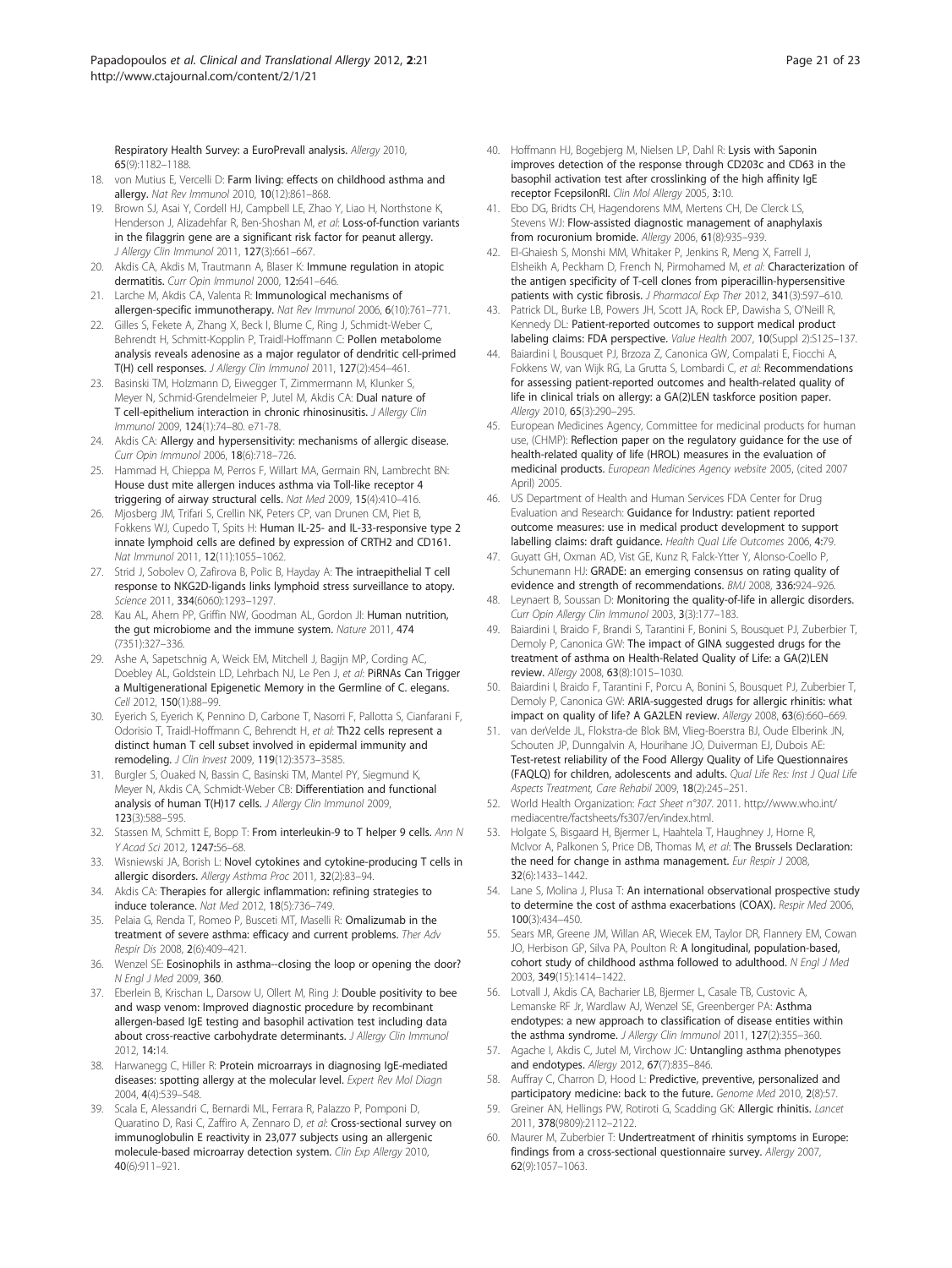Respiratory Health Survey: a EuroPrevall analysis. *Allergy* 2010, **65**(9):1182–1188.

18. von Mutius E, Vercelli D: **Farm living: effects on childhood asthma and allergy.** *Nat Rev Immunol* 2010, **10**(12):861–868.
19. Brown SJ, Asai Y, Cordell HJ, Campbell LE, Zhao Y, Liao H, Northstone K, Henderson J, Alizadehfar R, Ben-Shoshan M, *et al*: **Loss-of-function variants in the filaggrin gene are a significant risk factor for peanut allergy.** *J Allergy Clin Immunol* 2011, **127**(3):661–667.
20. Akdis CA, Akdis M, Trautmann A, Blaser K: **Immune regulation in atopic dermatitis.** *Curr Opin Immunol* 2000, **12:**641–646.
21. Larche M, Akdis CA, Valenta R: **Immunological mechanisms of allergen-specific immunotherapy.** *Nat Rev Immunol* 2006, **6**(10):761–771.
22. Gilles S, Fekete A, Zhang X, Beck I, Blume C, Ring J, Schmidt-Weber C, Behrendt H, Schmitt-Kopplin P, Traidl-Hoffmann C: **Pollen metabolome analysis reveals adenosine as a major regulator of dendritic cell-primed T(H) cell responses.** *J Allergy Clin Immunol* 2011, **127**(2):454–461.
23. Basinski TM, Holzmann D, Eiwegger T, Zimmermann M, Klunker S, Meyer N, Schmid-Grendelmeier P, Jutel M, Akdis CA: **Dual nature of T cell-epithelium interaction in chronic rhinosinusitis.** *J Allergy Clin Immunol* 2009, **124**(1):74–80. e71-78.
24. Akdis CA: **Allergy and hypersensitivity: mechanisms of allergic disease.** *Curr Opin Immunol* 2006, **18**(6):718–726.
25. Hammad H, Chieppa M, Perros F, Willart MA, Germain RN, Lambrecht BN: **House dust mite allergen induces asthma via Toll-like receptor 4 triggering of airway structural cells.** *Nat Med* 2009, **15**(4):410–416.
26. Mjosberg JM, Trifari S, Crellin NK, Peters CP, van Drunen CM, Piet B, Fokkens WJ, Cupedo T, Spits H: **Human IL-25- and IL-33-responsive type 2 innate lymphoid cells are defined by expression of CRTH2 and CD161.** *Nat Immunol* 2011, **12**(11):1055–1062.
27. Strid J, Sobolev O, Zafirova B, Polic B, Hayday A: **The intraepithelial T cell response to NKG2D-ligands links lymphoid stress surveillance to atopy.** *Science* 2011, **334**(6060):1293–1297.
28. Kau AL, Ahern PP, Griffin NW, Goodman AL, Gordon JI: **Human nutrition, the gut microbiome and the immune system.** *Nature* 2011, **474** (7351):327–336.
29. Ashe A, Sapetschnig A, Weick EM, Mitchell J, Bagijn MP, Cording AC, Doebley AL, Goldstein LD, Lehrbach NJ, Le Pen J, *et al*: **PiRNAs Can Trigger a Multigenerational Epigenetic Memory in the Germline of C. elegans.** *Cell* 2012, **150**(1):88–99.
30. Eyerich S, Eyerich K, Pennino D, Carbone T, Nasorri F, Pallotta S, Cianfarani F, Odorisio T, Traidl-Hoffmann C, Behrendt H, *et al*: **Th22 cells represent a distinct human T cell subset involved in epidermal immunity and remodeling.** *J Clin Invest* 2009, **119**(12):3573–3585.
31. Burgler S, Ouaked N, Bassin C, Basinski TM, Mantel PY, Siegmund K, Meyer N, Akdis CA, Schmidt-Weber CB: **Differentiation and functional analysis of human T(H)17 cells.** *J Allergy Clin Immunol* 2009, **123**(3):588–595.
32. Stassen M, Schmitt E, Bopp T: **From interleukin-9 to T helper 9 cells.** *Ann N Y Acad Sci* 2012, **1247:**56–68.
33. Wisniewski JA, Borish L: **Novel cytokines and cytokine-producing T cells in allergic disorders.** *Allergy Asthma Proc* 2011, **32**(2):83–94.
34. Akdis CA: **Therapies for allergic inflammation: refining strategies to induce tolerance.** *Nat Med* 2012, **18**(5):736–749.
35. Pelaia G, Renda T, Romeo P, Busceti MT, Maselli R: **Omalizumab in the treatment of severe asthma: efficacy and current problems.** *Ther Adv Respir Dis* 2008, **2**(6):409–421.
36. Wenzel SE: **Eosinophils in asthma--closing the loop or opening the door?** *N Engl J Med* 2009, **360**.
37. Eberlein B, Krischan L, Darsow U, Ollert M, Ring J: **Double positivity to bee and wasp venom: Improved diagnostic procedure by recombinant allergen-based IgE testing and basophil activation test including data about cross-reactive carbohydrate determinants.** *J Allergy Clin Immunol* 2012, **14:**14.
38. Harwanegg C, Hiller R: **Protein microarrays in diagnosing IgE-mediated diseases: spotting allergy at the molecular level.** *Expert Rev Mol Diagn* 2004, **4**(4):539–548.
39. Scala E, Alessandri C, Bernardi ML, Ferrara R, Palazzo P, Pomponi D, Quaratino D, Rasi C, Zaffiro A, Zennaro D, *et al*: **Cross-sectional survey on immunoglobulin E reactivity in 23,077 subjects using an allergenic molecule-based microarray detection system.** *Clin Exp Allergy* 2010, **40**(6):911–921.
40. Hoffmann HJ, Bogebjerg M, Nielsen LP, Dahl R: **Lysis with Saponin improves detection of the response through CD203c and CD63 in the basophil activation test after crosslinking of the high affinity IgE receptor FcepsilonRI.** *Clin Mol Allergy* 2005, **3:**10.
41. Ebo DG, Bridts CH, Hagendorens MM, Mertens CH, De Clerck LS, Stevens WJ: **Flow-assisted diagnostic management of anaphylaxis from rocuronium bromide.** *Allergy* 2006, **61**(8):935–939.
42. El-Ghaiesh S, Monshi MM, Whitaker P, Jenkins R, Meng X, Farrell J, Elsheikh A, Peckham D, French N, Pirmohamed M, *et al*: **Characterization of the antigen specificity of T-cell clones from piperacillin-hypersensitive patients with cystic fibrosis.** *J Pharmacol Exp Ther* 2012, **341**(3):597–610.
43. Patrick DL, Burke LB, Powers JH, Scott JA, Rock EP, Dawisha S, O'Neill R, Kennedy DL: **Patient-reported outcomes to support medical product labeling claims: FDA perspective.** *Value Health* 2007, **10**(Suppl 2):S125–137.
44. Baiardini I, Bousquet PJ, Brzoza Z, Canonica GW, Compalati E, Fiocchi A, Fokkens W, van Wijk RG, La Grutta S, Lombardi C, *et al*: **Recommendations for assessing patient-reported outcomes and health-related quality of life in clinical trials on allergy: a GA(2)LEN taskforce position paper.** *Allergy* 2010, **65**(3):290–295.
45. European Medicines Agency, Committee for medicinal products for human use, (CHMP): **Reflection paper on the regulatory guidance for the use of health-related quality of life (HROL) measures in the evaluation of medicinal products.** *European Medicines Agency website* 2005, (cited 2007 April) 2005.
46. US Department of Health and Human Services FDA Center for Drug Evaluation and Research: **Guidance for Industry: patient reported outcome measures: use in medical product development to support labelling claims: draft guidance.** *Health Qual Life Outcomes* 2006, **4:**79.
47. Guyatt GH, Oxman AD, Vist GE, Kunz R, Falck-Ytter Y, Alonso-Coello P, Schunemann HJ: **GRADE: an emerging consensus on rating quality of evidence and strength of recommendations.** *BMJ* 2008, **336:**924–926.
48. Leynaert B, Soussan D: **Monitoring the quality-of-life in allergic disorders.** *Curr Opin Allergy Clin Immunol* 2003, **3**(3):177–183.
49. Baiardini I, Braido F, Brandi S, Tarantini F, Bonini S, Bousquet PJ, Zuberbier T, Demoly P, Canonica GW: **The impact of GINA suggested drugs for the treatment of asthma on Health-Related Quality of Life: a GA(2)LEN review.** *Allergy* 2008, **63**(8):1015–1030.
50. Baiardini I, Braido F, Tarantini F, Porcu A, Bonini S, Bousquet PJ, Zuberbier T, Demoly P, Canonica GW: **ARIA-suggested drugs for allergic rhinitis: what impact on quality of life? A GA2LEN review.** *Allergy* 2008, **63**(6):660–669.
51. van derVelde JL, Flokstra-de Blok BM, Vlieg-Boerstra BJ, Oude Elberink JN, Schouten JP, Dunngalvin A, Hourihane JO, Duiverman EJ, Dubois AE: **Test-retest reliability of the Food Allergy Quality of Life Questionnaires (FAQLQ) for children, adolescents and adults.** *Qual Life Res: Inst J Qual Life Aspects Treatment, Care Rehabil* 2009, **18**(2):245–251.
52. World Health Organization: *Fact Sheet n°307*. 2011. http://www.who.int/mediacentre/factsheets/fs307/en/index.html.
53. Holgate S, Bisgaard H, Bjermer L, Haahtela T, Haughney J, Horne R, McIvor A, Palkonen S, Price DB, Thomas M, *et al*: **The Brussels Declaration: the need for change in asthma management.** *Eur Respir J* 2008, **32**(6):1433–1442.
54. Lane S, Molina J, Plusa T: **An international observational prospective study to determine the cost of asthma exacerbations (COAX).** *Respir Med* 2006, **100**(3):434–450.
55. Sears MR, Greene JM, Willan AR, Wiecek EM, Taylor DR, Flannery EM, Cowan JO, Herbison GP, Silva PA, Poulton R: **A longitudinal, population-based, cohort study of childhood asthma followed to adulthood.** *N Engl J Med* 2003, **349**(15):1414–1422.
56. Lotvall J, Akdis CA, Bacharier LB, Bjermer L, Casale TB, Custovic A, Lemanske RF Jr, Wardlaw AJ, Wenzel SE, Greenberger PA: **Asthma endotypes: a new approach to classification of disease entities within the asthma syndrome.** *J Allergy Clin Immunol* 2011, **127**(2):355–360.
57. Agache I, Akdis C, Jutel M, Virchow JC: **Untangling asthma phenotypes and endotypes.** *Allergy* 2012, **67**(7):835–846.
58. Auffray C, Charron D, Hood L: **Predictive, preventive, personalized and participatory medicine: back to the future.** *Genome Med* 2010, **2**(8):57.
59. Greiner AN, Hellings PW, Rotiroti G, Scadding GK: **Allergic rhinitis.** *Lancet* 2011, **378**(9809):2112–2122.
60. Maurer M, Zuberbier T: **Undertreatment of rhinitis symptoms in Europe: findings from a cross-sectional questionnaire survey.** *Allergy* 2007, **62**(9):1057–1063.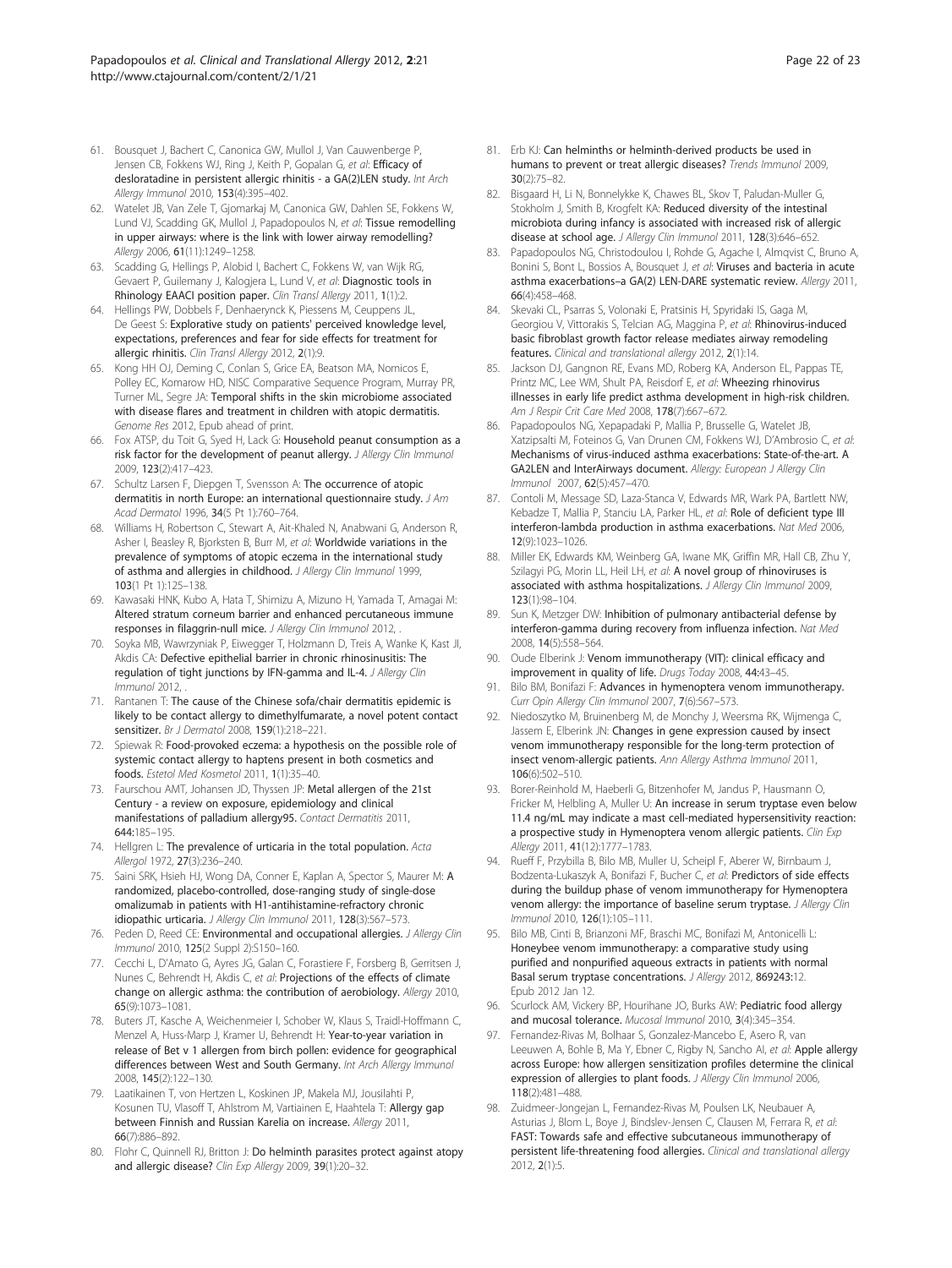61. Bousquet J, Bachert C, Canonica GW, Mullol J, Van Cauwenberge P, Jensen CB, Fokkens WJ, Ring J, Keith P, Gopalan G, *et al*: **Efficacy of desloratadine in persistent allergic rhinitis - a GA(2)LEN study.** *Int Arch Allergy Immunol* 2010, **153**(4):395–402.
62. Watelet JB, Van Zele T, Gjomarkaj M, Canonica GW, Dahlen SE, Fokkens W, Lund VJ, Scadding GK, Mullol J, Papadopoulos N, *et al*: **Tissue remodelling in upper airways: where is the link with lower airway remodelling?** *Allergy* 2006, **61**(11):1249–1258.
63. Scadding G, Hellings P, Alobid I, Bachert C, Fokkens W, van Wijk RG, Gevaert P, Guilemany J, Kalogjera L, Lund V, *et al*: **Diagnostic tools in Rhinology EAACI position paper.** *Clin Transl Allergy* 2011, **1**(1):2.
64. Hellings PW, Dobbels F, Denhaerynck K, Piessens M, Ceuppens JL, De Geest S: **Explorative study on patients' perceived knowledge level, expectations, preferences and fear for side effects for treatment for allergic rhinitis.** *Clin Transl Allergy* 2012, **2**(1):9.
65. Kong HH OJ, Deming C, Conlan S, Grice EA, Beatson MA, Nomicos E, Polley EC, Komarow HD, NISC Comparative Sequence Program, Murray PR, Turner ML, Segre JA: **Temporal shifts in the skin microbiome associated with disease flares and treatment in children with atopic dermatitis.** *Genome Res* 2012, Epub ahead of print.
66. Fox ATSP, du Toit G, Syed H, Lack G: **Household peanut consumption as a risk factor for the development of peanut allergy.** *J Allergy Clin Immunol* 2009, **123**(2):417–423.
67. Schultz Larsen F, Diepgen T, Svensson A: **The occurrence of atopic dermatitis in north Europe: an international questionnaire study.** *J Am Acad Dermatol* 1996, **34**(5 Pt 1):760–764.
68. Williams H, Robertson C, Stewart A, Ait-Khaled N, Anabwani G, Anderson R, Asher I, Beasley R, Bjorksten B, Burr M, *et al*: **Worldwide variations in the prevalence of symptoms of atopic eczema in the international study of asthma and allergies in childhood.** *J Allergy Clin Immunol* 1999, **103**(1 Pt 1):125–138.
69. Kawasaki HNK, Kubo A, Hata T, Shimizu A, Mizuno H, Yamada T, Amagai M: **Altered stratum corneum barrier and enhanced percutaneous immune responses in filaggrin-null mice.** *J Allergy Clin Immunol* 2012, .
70. Soyka MB, Wawrzyniak P, Eiwegger T, Holzmann D, Treis A, Wanke K, Kast JI, Akdis CA: **Defective epithelial barrier in chronic rhinosinusitis: The regulation of tight junctions by IFN-gamma and IL-4.** *J Allergy Clin Immunol* 2012, .
71. Rantanen T: **The cause of the Chinese sofa/chair dermatitis epidemic is likely to be contact allergy to dimethylfumarate, a novel potent contact sensitizer.** *Br J Dermatol* 2008, **159**(1):218–221.
72. Spiewak R: **Food-provoked eczema: a hypothesis on the possible role of systemic contact allergy to haptens present in both cosmetics and foods.** *Estetol Med Kosmetol* 2011, **1**(1):35–40.
73. Faurschou AMT, Johansen JD, Thyssen JP: **Metal allergen of the 21st Century - a review on exposure, epidemiology and clinical manifestations of palladium allergy95.** *Contact Dermatitis* 2011, **644**:185–195.
74. Hellgren L: **The prevalence of urticaria in the total population.** *Acta Allergol* 1972, **27**(3):236–240.
75. Saini SRK, Hsieh HJ, Wong DA, Conner E, Kaplan A, Spector S, Maurer M: **A randomized, placebo-controlled, dose-ranging study of single-dose omalizumab in patients with H1-antihistamine-refractory chronic idiopathic urticaria.** *J Allergy Clin Immunol* 2011, **128**(3):567–573.
76. Peden D, Reed CE: **Environmental and occupational allergies.** *J Allergy Clin Immunol* 2010, **125**(2 Suppl 2):S150–160.
77. Cecchi L, D'Amato G, Ayres JG, Galan C, Forastiere F, Forsberg B, Gerritsen J, Nunes C, Behrendt H, Akdis C, *et al*: **Projections of the effects of climate change on allergic asthma: the contribution of aerobiology.** *Allergy* 2010, **65**(9):1073–1081.
78. Buters JT, Kasche A, Weichenmeier I, Schober W, Klaus S, Traidl-Hoffmann C, Menzel A, Huss-Marp J, Kramer U, Behrendt H: **Year-to-year variation in release of Bet v 1 allergen from birch pollen: evidence for geographical differences between West and South Germany.** *Int Arch Allergy Immunol* 2008, **145**(2):122–130.
79. Laatikainen T, von Hertzen L, Koskinen JP, Makela MJ, Jousilahti P, Kosunen TU, Vlasoff T, Ahlstrom M, Vartiainen E, Haahtela T: **Allergy gap between Finnish and Russian Karelia on increase.** *Allergy* 2011, **66**(7):886–892.
80. Flohr C, Quinnell RJ, Britton J: **Do helminth parasites protect against atopy and allergic disease?** *Clin Exp Allergy* 2009, **39**(1):20–32.
81. Erb KJ: **Can helminths or helminth-derived products be used in humans to prevent or treat allergic diseases?** *Trends Immunol* 2009, **30**(2):75–82.
82. Bisgaard H, Li N, Bonnelykke K, Chawes BL, Skov T, Paludan-Muller G, Stokholm J, Smith B, Krogfelt KA: **Reduced diversity of the intestinal microbiota during infancy is associated with increased risk of allergic disease at school age.** *J Allergy Clin Immunol* 2011, **128**(3):646–652.
83. Papadopoulos NG, Christodoulou I, Rohde G, Agache I, Almqvist C, Bruno A, Bonini S, Bont L, Bossios A, Bousquet J, *et al*: **Viruses and bacteria in acute asthma exacerbations–a GA(2) LEN-DARE systematic review.** *Allergy* 2011, **66**(4):458–468.
84. Skevaki CL, Psarras S, Volonaki E, Pratsinis H, Spyridaki IS, Gaga M, Georgiou V, Vittorakis S, Telcian AG, Maggina P, *et al*: **Rhinovirus-induced basic fibroblast growth factor release mediates airway remodeling features.** *Clinical and translational allergy* 2012, **2**(1):14.
85. Jackson DJ, Gangnon RE, Evans MD, Roberg KA, Anderson EL, Pappas TE, Printz MC, Lee WM, Shult PA, Reisdorf E, *et al*: **Wheezing rhinovirus illnesses in early life predict asthma development in high-risk children.** *Am J Respir Crit Care Med* 2008, **178**(7):667–672.
86. Papadopoulos NG, Xepapadaki P, Mallia P, Brusselle G, Watelet JB, Xatzipsalti M, Foteinos G, van Drunen CM, Fokkens WJ, D'Ambrosio C, *et al*: **Mechanisms of virus-induced asthma exacerbations: State-of-the-art. A GA2LEN and InterAirways document.** *Allergy: European J Allergy Clin Immunol* 2007, **62**(5):457–470.
87. Contoli M, Message SD, Laza-Stanca V, Edwards MR, Wark PA, Bartlett NW, Kebadze T, Mallia P, Stanciu LA, Parker HL, *et al*: **Role of deficient type III interferon-lambda production in asthma exacerbations.** *Nat Med* 2006, **12**(9):1023–1026.
88. Miller EK, Edwards KM, Weinberg GA, Iwane MK, Griffin MR, Hall CB, Zhu Y, Szilagyi PG, Morin LL, Heil LH, *et al*: **A novel group of rhinoviruses is associated with asthma hospitalizations.** *J Allergy Clin Immunol* 2009, **123**(1):98–104.
89. Sun K, Metzger DW: **Inhibition of pulmonary antibacterial defense by interferon-gamma during recovery from influenza infection.** *Nat Med* 2008, **14**(5):558–564.
90. Oude Elberink J: **Venom immunotherapy (VIT): clinical efficacy and improvement in quality of life.** *Drugs Today* 2008, **44**:43–45.
91. Bilo BM, Bonifazi F: **Advances in hymenoptera venom immunotherapy.** *Curr Opin Allergy Clin Immunol* 2007, **7**(6):567–573.
92. Niedoszytko M, Bruinenberg M, de Monchy J, Weersma RK, Wijmenga C, Jassem E, Elberink JN: **Changes in gene expression caused by insect venom immunotherapy responsible for the long-term protection of insect venom-allergic patients.** *Ann Allergy Asthma Immunol* 2011, **106**(6):502–510.
93. Borer-Reinhold M, Haeberli G, Bitzenhofer M, Jandus P, Hausmann O, Fricker M, Helbling A, Muller U: **An increase in serum tryptase even below 11.4 ng/mL may indicate a mast cell-mediated hypersensitivity reaction: a prospective study in Hymenoptera venom allergic patients.** *Clin Exp Allergy* 2011, **41**(12):1777–1783.
94. Rueff F, Przybilla B, Bilo MB, Muller U, Scheipl F, Aberer W, Birnbaum J, Bodzenta-Lukaszyk A, Bonifazi F, Bucher C, *et al*: **Predictors of side effects during the buildup phase of venom immunotherapy for Hymenoptera venom allergy: the importance of baseline serum tryptase.** *J Allergy Clin Immunol* 2010, **126**(1):105–111.
95. Bilo MB, Cinti B, Brianzoni MF, Braschi MC, Bonifazi M, Antonicelli L: **Honeybee venom immunotherapy: a comparative study using purified and nonpurified aqueous extracts in patients with normal Basal serum tryptase concentrations.** *J Allergy* 2012, **869243**:12. Epub 2012 Jan 12.
96. Scurlock AM, Vickery BP, Hourihane JO, Burks AW: **Pediatric food allergy and mucosal tolerance.** *Mucosal Immunol* 2010, **3**(4):345–354.
97. Fernandez-Rivas M, Bolhaar S, Gonzalez-Mancebo E, Asero R, van Leeuwen A, Bohle B, Ma Y, Ebner C, Rigby N, Sancho AI, *et al*: **Apple allergy across Europe: how allergen sensitization profiles determine the clinical expression of allergies to plant foods.** *J Allergy Clin Immunol* 2006, **118**(2):481–488.
98. Zuidmeer-Jongejan L, Fernandez-Rivas M, Poulsen LK, Neubauer A, Asturias J, Blom L, Boye J, Bindslev-Jensen C, Clausen M, Ferrara R, *et al*: **FAST: Towards safe and effective subcutaneous immunotherapy of persistent life-threatening food allergies.** *Clinical and translational allergy* 2012, **2**(1):5.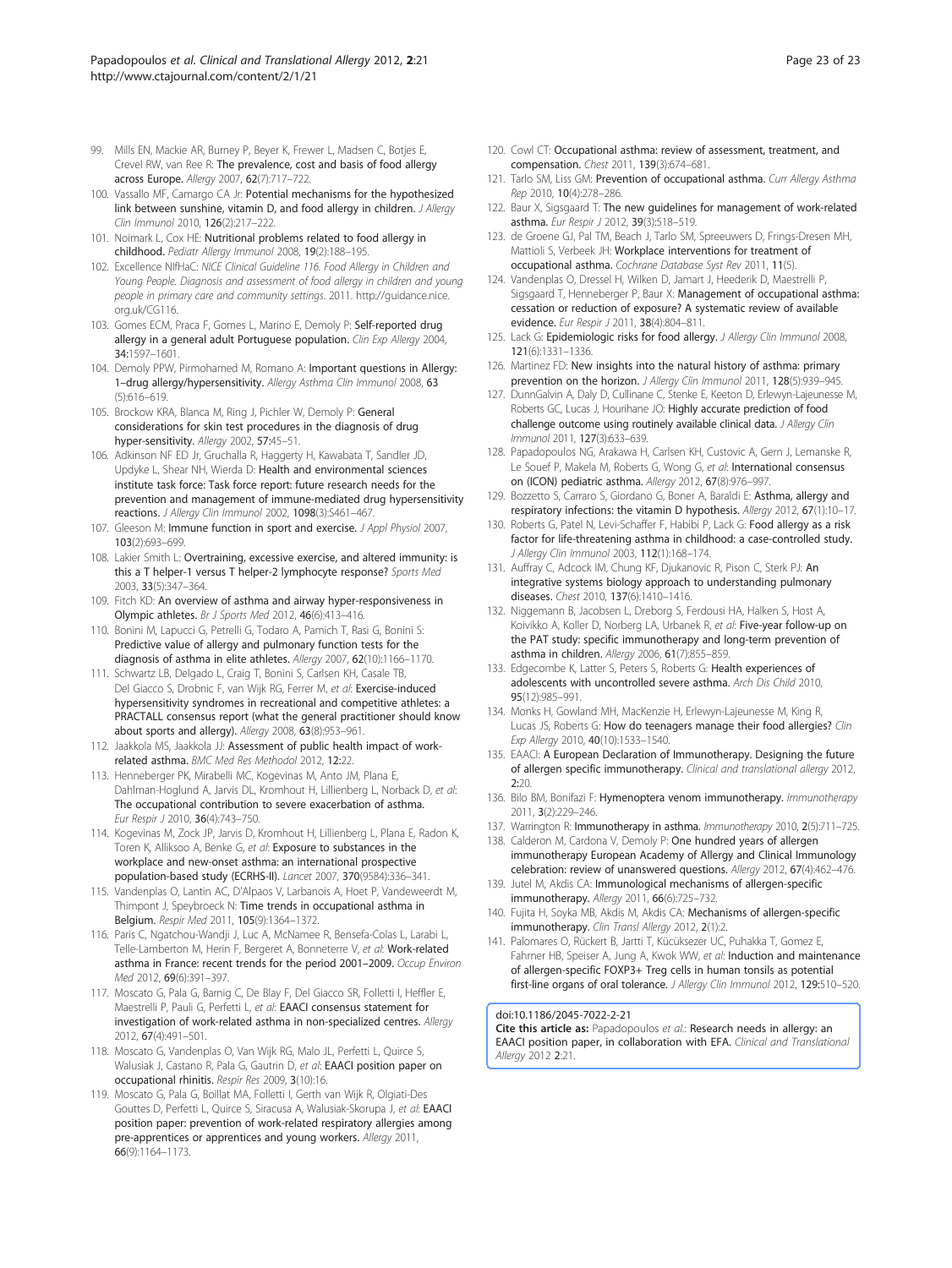99. Mills EN, Mackie AR, Burney P, Beyer K, Frewer L, Madsen C, Botjes E, Crevel RW, van Ree R: **The prevalence, cost and basis of food allergy across Europe.** *Allergy* 2007, **62**(7):717–722.
100. Vassallo MF, Camargo CA Jr: **Potential mechanisms for the hypothesized link between sunshine, vitamin D, and food allergy in children.** *J Allergy Clin Immunol* 2010, **126**(2):217–222.
101. Noimark L, Cox HE: **Nutritional problems related to food allergy in childhood.** *Pediatr Allergy Immunol* 2008, **19**(2):188–195.
102. Excellence NIfHaC: *NICE Clinical Guideline 116. Food Allergy in Children and Young People. Diagnosis and assessment of food allergy in children and young people in primary care and community settings*. 2011. http://guidance.nice.org.uk/CG116.
103. Gomes ECM, Praca F, Gomes L, Marino E, Demoly P: **Self-reported drug allergy in a general adult Portuguese population.** *Clin Exp Allergy* 2004, **34**:1597–1601.
104. Demoly PPW, Pirmohamed M, Romano A: **Important questions in Allergy: 1–drug allergy/hypersensitivity.** *Allergy Asthma Clin Immunol* 2008, **63** (5):616–619.
105. Brockow KRA, Blanca M, Ring J, Pichler W, Demoly P: **General considerations for skin test procedures in the diagnosis of drug hyper-sensitivity.** *Allergy* 2002, **57**:45–51.
106. Adkinson NF ED Jr, Gruchalla R, Haggerty H, Kawabata T, Sandler JD, Updyke L, Shear NH, Wierda D: **Health and environmental sciences institute task force: Task force report: future research needs for the prevention and management of immune-mediated drug hypersensitivity reactions.** *J Allergy Clin Immunol* 2002, **1098**(3):S461–467.
107. Gleeson M: **Immune function in sport and exercise.** *J Appl Physiol* 2007, **103**(2):693–699.
108. Lakier Smith L: **Overtraining, excessive exercise, and altered immunity: is this a T helper-1 versus T helper-2 lymphocyte response?** *Sports Med* 2003, **33**(5):347–364.
109. Fitch KD: **An overview of asthma and airway hyper-responsiveness in Olympic athletes.** *Br J Sports Med* 2012, **46**(6):413–416.
110. Bonini M, Lapucci G, Petrelli G, Todaro A, Pamich T, Rasi G, Bonini S: **Predictive value of allergy and pulmonary function tests for the diagnosis of asthma in elite athletes.** *Allergy* 2007, **62**(10):1166–1170.
111. Schwartz LB, Delgado L, Craig T, Bonini S, Carlsen KH, Casale TB, Del Giacco S, Drobnic F, van Wijk RG, Ferrer M, *et al*: **Exercise-induced hypersensitivity syndromes in recreational and competitive athletes: a PRACTALL consensus report (what the general practitioner should know about sports and allergy).** *Allergy* 2008, **63**(8):953–961.
112. Jaakkola MS, Jaakkola JJ: **Assessment of public health impact of work-related asthma.** *BMC Med Res Methodol* 2012, **12**:22.
113. Henneberger PK, Mirabelli MC, Kogevinas M, Anto JM, Plana E, Dahlman-Hoglund A, Jarvis DL, Kromhout H, Lillienberg L, Norback D, *et al*: **The occupational contribution to severe exacerbation of asthma.** *Eur Respir J* 2010, **36**(4):743–750.
114. Kogevinas M, Zock JP, Jarvis D, Kromhout H, Lillienberg L, Plana E, Radon K, Toren K, Alliksoo A, Benke G, *et al*: **Exposure to substances in the workplace and new-onset asthma: an international prospective population-based study (ECRHS-II).** *Lancet* 2007, **370**(9584):336–341.
115. Vandenplas O, Lantin AC, D'Alpaos V, Larbanois A, Hoet P, Vandeweerdt M, Thimpont J, Speybroeck N: **Time trends in occupational asthma in Belgium.** *Respir Med* 2011, **105**(9):1364–1372.
116. Paris C, Ngatchou-Wandji J, Luc A, McNamee R, Bensefa-Colas L, Larabi L, Telle-Lamberton M, Herin F, Bergeret A, Bonneterre V, *et al*: **Work-related asthma in France: recent trends for the period 2001–2009.** *Occup Environ Med* 2012, **69**(6):391–397.
117. Moscato G, Pala G, Barnig C, De Blay F, Del Giacco SR, Folletti I, Heffler E, Maestrelli P, Pauli G, Perfetti L, *et al*: **EAACI consensus statement for investigation of work-related asthma in non-specialized centres.** *Allergy* 2012, **67**(4):491–501.
118. Moscato G, Vandenplas O, Van Wijk RG, Malo JL, Perfetti L, Quirce S, Walusiak J, Castano R, Pala G, Gautrin D, *et al*: **EAACI position paper on occupational rhinitis.** *Respir Res* 2009, **3**(10):16.
119. Moscato G, Pala G, Boillat MA, Folletti I, Gerth van Wijk R, Olgiati-Des Gouttes D, Perfetti L, Quirce S, Siracusa A, Walusiak-Skorupa J, *et al*: **EAACI position paper: prevention of work-related respiratory allergies among pre-apprentices or apprentices and young workers.** *Allergy* 2011, **66**(9):1164–1173.
120. Cowl CT: **Occupational asthma: review of assessment, treatment, and compensation.** *Chest* 2011, **139**(3):674–681.
121. Tarlo SM, Liss GM: **Prevention of occupational asthma.** *Curr Allergy Asthma Rep* 2010, **10**(4):278–286.
122. Baur X, Sigsgaard T: **The new guidelines for management of work-related asthma.** *Eur Respir J* 2012, **39**(3):518–519.
123. de Groene GJ, Pal TM, Beach J, Tarlo SM, Spreeuwers D, Frings-Dresen MH, Mattioli S, Verbeek JH: **Workplace interventions for treatment of occupational asthma.** *Cochrane Database Syst Rev* 2011, **11**(5).
124. Vandenplas O, Dressel H, Wilken D, Jamart J, Heederik D, Maestrelli P, Sigsgaard T, Henneberger P, Baur X: **Management of occupational asthma: cessation or reduction of exposure? A systematic review of available evidence.** *Eur Respir J* 2011, **38**(4):804–811.
125. Lack G: **Epidemiologic risks for food allergy.** *J Allergy Clin Immunol* 2008, **121**(6):1331–1336.
126. Martinez FD: **New insights into the natural history of asthma: primary prevention on the horizon.** *J Allergy Clin Immunol* 2011, **128**(5):939–945.
127. DunnGalvin A, Daly D, Cullinane C, Stenke E, Keeton D, Erlewyn-Lajeunesse M, Roberts GC, Lucas J, Hourihane JO: **Highly accurate prediction of food challenge outcome using routinely available clinical data.** *J Allergy Clin Immunol* 2011, **127**(3):633–639.
128. Papadopoulos NG, Arakawa H, Carlsen KH, Custovic A, Gern J, Lemanske R, Le Souef P, Makela M, Roberts G, Wong G, *et al*: **International consensus on (ICON) pediatric asthma.** *Allergy* 2012, **67**(8):976–997.
129. Bozzetto S, Carraro S, Giordano G, Boner A, Baraldi E: **Asthma, allergy and respiratory infections: the vitamin D hypothesis.** *Allergy* 2012, **67**(1):10–17.
130. Roberts G, Patel N, Levi-Schaffer F, Habibi P, Lack G: **Food allergy as a risk factor for life-threatening asthma in childhood: a case-controlled study.** *J Allergy Clin Immunol* 2003, **112**(1):168–174.
131. Auffray C, Adcock IM, Chung KF, Djukanovic R, Pison C, Sterk PJ: **An integrative systems biology approach to understanding pulmonary diseases.** *Chest* 2010, **137**(6):1410–1416.
132. Niggemann B, Jacobsen L, Dreborg S, Ferdousi HA, Halken S, Host A, Koivikko A, Koller D, Norberg LA, Urbanek R, *et al*: **Five-year follow-up on the PAT study: specific immunotherapy and long-term prevention of asthma in children.** *Allergy* 2006, **61**(7):855–859.
133. Edgecombe K, Latter S, Peters S, Roberts G: **Health experiences of adolescents with uncontrolled severe asthma.** *Arch Dis Child* 2010, **95**(12):985–991.
134. Monks H, Gowland MH, MacKenzie H, Erlewyn-Lajeunesse M, King R, Lucas JS, Roberts G: **How do teenagers manage their food allergies?** *Clin Exp Allergy* 2010, **40**(10):1533–1540.
135. EAACI: **A European Declaration of Immunotherapy. Designing the future of allergen specific immunotherapy.** *Clinical and translational allergy* 2012, **2**:20.
136. Bilo BM, Bonifazi F: **Hymenoptera venom immunotherapy.** *Immunotherapy* 2011, **3**(2):229–246.
137. Warrington R: **Immunotherapy in asthma.** *Immunotherapy* 2010, **2**(5):711–725.
138. Calderon M, Cardona V, Demoly P: **One hundred years of allergen immunotherapy European Academy of Allergy and Clinical Immunology celebration: review of unanswered questions.** *Allergy* 2012, **67**(4):462–476.
139. Jutel M, Akdis CA: **Immunological mechanisms of allergen-specific immunotherapy.** *Allergy* 2011, **66**(6):725–732.
140. Fujita H, Soyka MB, Akdis M, Akdis CA: **Mechanisms of allergen-specific immunotherapy.** *Clin Transl Allergy* 2012, **2**(1):2.
141. Palomares O, Rückert B, Jartti T, Kücüksezer UC, Puhakka T, Gomez E, Fahrner HB, Speiser A, Jung A, Kwok WW, *et al*: **Induction and maintenance of allergen-specific FOXP3+ Treg cells in human tonsils as potential first-line organs of oral tolerance.** *J Allergy Clin Immunol* 2012, **129**:510–520.

doi:10.1186/2045-7022-2-21

**Cite this article as:** Papadopoulos *et al.*: Research needs in allergy: an EAACI position paper, in collaboration with EFA. *Clinical and Translational Allergy* 2012 **2**:21.